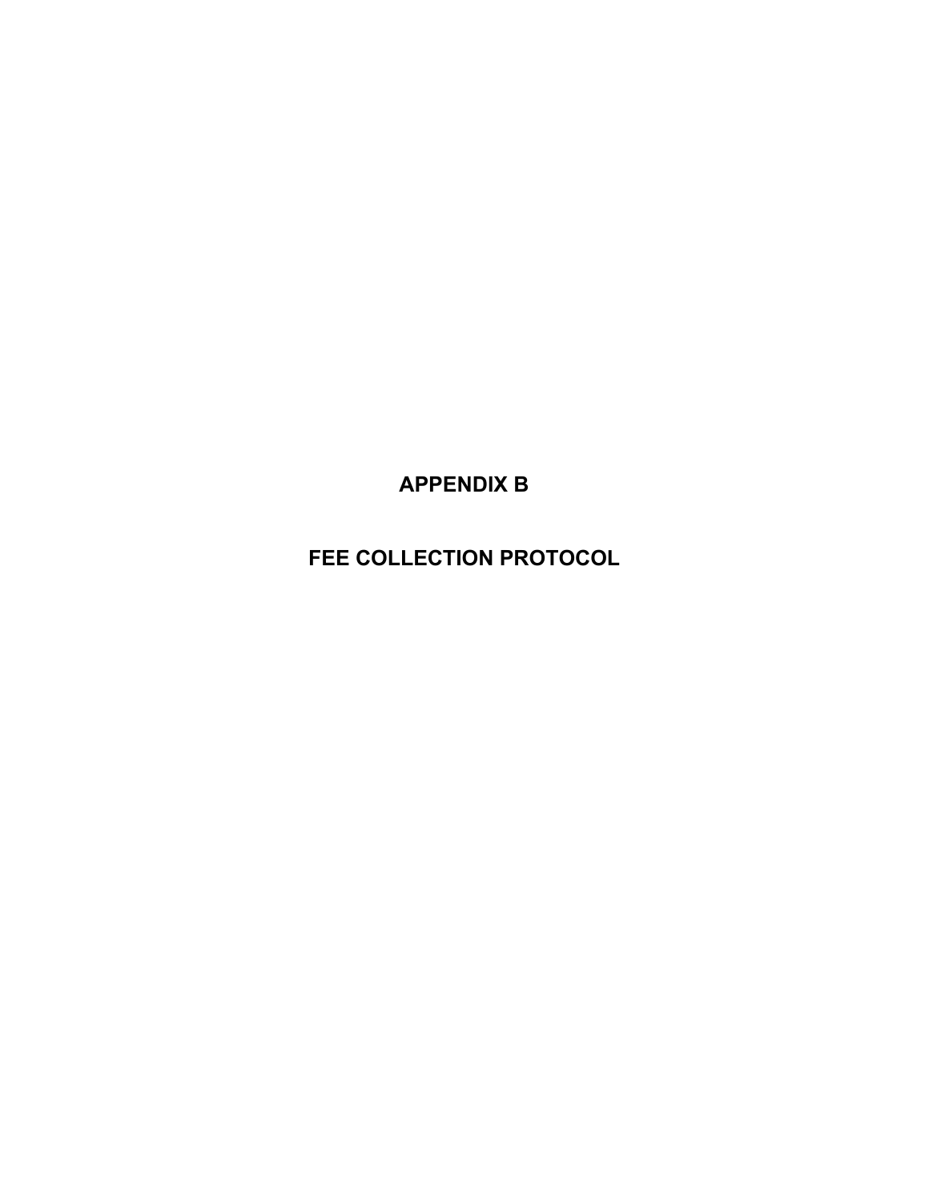# APPENDIX B

# FEE COLLECTION PROTOCOL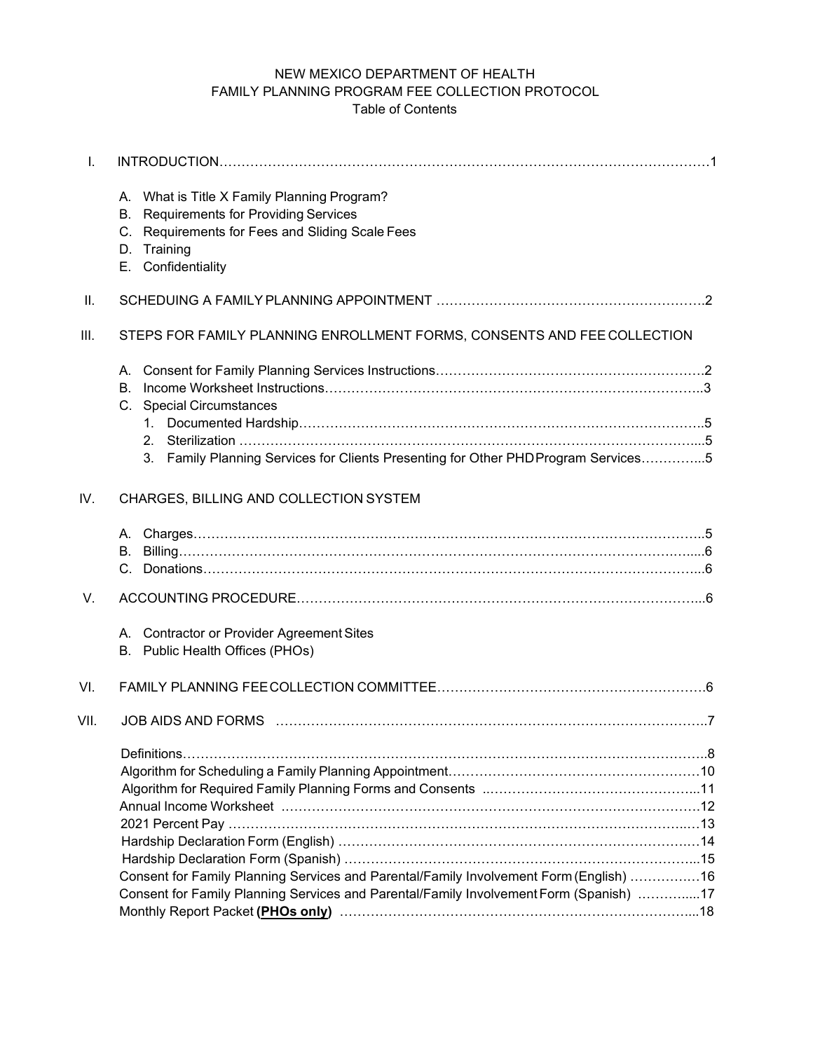# NEW MEXICO DEPARTMENT OF HEALTH
## FAMILY PLANNING PROGRAM FEE COLLECTION PROTOCOL
### Table of Contents

I. INTRODUCTION……………………………………………………………………………………………1

A. What is Title X Family Planning Program?
B. Requirements for Providing Services
C. Requirements for Fees and Sliding Scale Fees
D. Training
E. Confidentiality

II. SCHEDUING A FAMILY PLANNING APPOINTMENT …………………………………………………….2

III. STEPS FOR FAMILY PLANNING ENROLLMENT FORMS, CONSENTS AND FEE COLLECTION

A. Consent for Family Planning Services Instructions…………………………………………………….2
B. Income Worksheet Instructions…………………………………………………………………………..3
C. Special Circumstances
1. Documented Hardship………………………………………………………………………………..5
2. Sterilization …………………………………………………………………………………………....5
3. Family Planning Services for Clients Presenting for Other PHD Program Services…………...5

IV. CHARGES, BILLING AND COLLECTION SYSTEM

A. Charges……………………………………………………………………………………………………..5
B. Billing………………………………………………………………………………………………….….....6
C. Donations………………………………………………………………………………………………...6

V. ACCOUNTING PROCEDURE……………………………………………………………………………...6

A. Contractor or Provider Agreement Sites
B. Public Health Offices (PHOs)

VI. FAMILY PLANNING FEE COLLECTION COMMITTEE…………………………………………………….6

VII. JOB AIDS AND FORMS …………………………………………………………………………………..7

Definitions………………………………………………………………………………………………………..8
Algorithm for Scheduling a Family Planning Appointment……………………………………………………10
Algorithm for Required Family Planning Forms and Consents ..……………………………………………...11
Annual Income Worksheet ……………………………………………………………………………………12
2021 Percent Pay ……………………………………………………………………………………………..…13
Hardship Declaration Form (English) ………………………………………………………………………….14
Hardship Declaration Form (Spanish) ……………………………………………………………………...15
Consent for Family Planning Services and Parental/Family Involvement Form (English) …………….16
Consent for Family Planning Services and Parental/Family Involvement Form (Spanish) …………....17
Monthly Report Packet **(PHOs only)** ………………………………………………………………………...18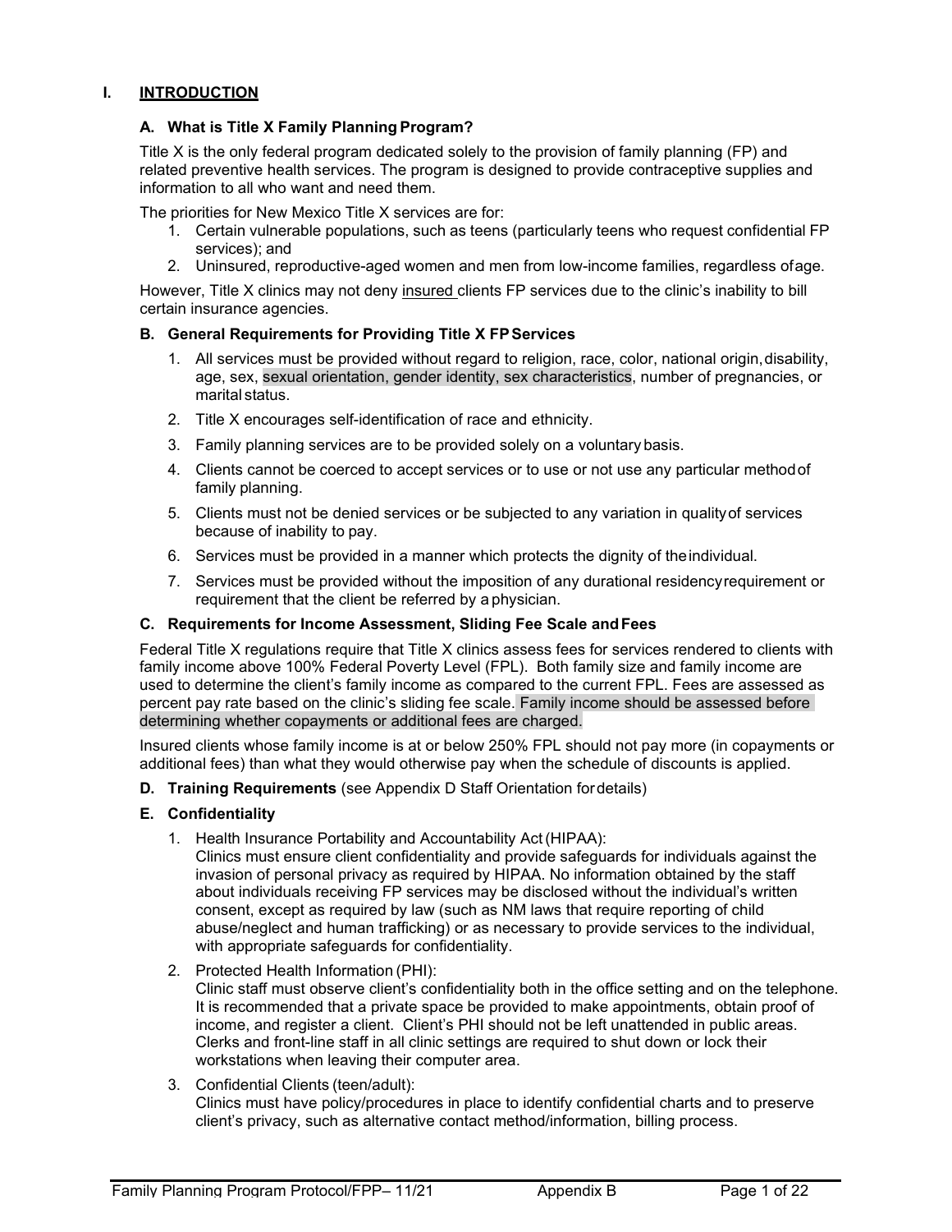# I. INTRODUCTION

## A. What is Title X Family Planning Program?

Title X is the only federal program dedicated solely to the provision of family planning (FP) and related preventive health services. The program is designed to provide contraceptive supplies and information to all who want and need them.

The priorities for New Mexico Title X services are for:

1. Certain vulnerable populations, such as teens (particularly teens who request confidential FP services); and
2. Uninsured, reproductive-aged women and men from low-income families, regardless of age.

However, Title X clinics may not deny insured clients FP services due to the clinic's inability to bill certain insurance agencies.

## B. General Requirements for Providing Title X FP Services

1. All services must be provided without regard to religion, race, color, national origin, disability, age, sex, sexual orientation, gender identity, sex characteristics, number of pregnancies, or marital status.
2. Title X encourages self-identification of race and ethnicity.
3. Family planning services are to be provided solely on a voluntary basis.
4. Clients cannot be coerced to accept services or to use or not use any particular method of family planning.
5. Clients must not be denied services or be subjected to any variation in quality of services because of inability to pay.
6. Services must be provided in a manner which protects the dignity of the individual.
7. Services must be provided without the imposition of any durational residency requirement or requirement that the client be referred by a physician.

## C. Requirements for Income Assessment, Sliding Fee Scale and Fees

Federal Title X regulations require that Title X clinics assess fees for services rendered to clients with family income above 100% Federal Poverty Level (FPL). Both family size and family income are used to determine the client's family income as compared to the current FPL. Fees are assessed as percent pay rate based on the clinic's sliding fee scale. Family income should be assessed before determining whether copayments or additional fees are charged.

Insured clients whose family income is at or below 250% FPL should not pay more (in copayments or additional fees) than what they would otherwise pay when the schedule of discounts is applied.

## D. Training Requirements (see Appendix D Staff Orientation for details)

## E. Confidentiality

1. Health Insurance Portability and Accountability Act (HIPAA):
   Clinics must ensure client confidentiality and provide safeguards for individuals against the invasion of personal privacy as required by HIPAA. No information obtained by the staff about individuals receiving FP services may be disclosed without the individual's written consent, except as required by law (such as NM laws that require reporting of child abuse/neglect and human trafficking) or as necessary to provide services to the individual, with appropriate safeguards for confidentiality.
2. Protected Health Information (PHI):
   Clinic staff must observe client's confidentiality both in the office setting and on the telephone. It is recommended that a private space be provided to make appointments, obtain proof of income, and register a client. Client's PHI should not be left unattended in public areas. Clerks and front-line staff in all clinic settings are required to shut down or lock their workstations when leaving their computer area.
3. Confidential Clients (teen/adult):
   Clinics must have policy/procedures in place to identify confidential charts and to preserve client's privacy, such as alternative contact method/information, billing process.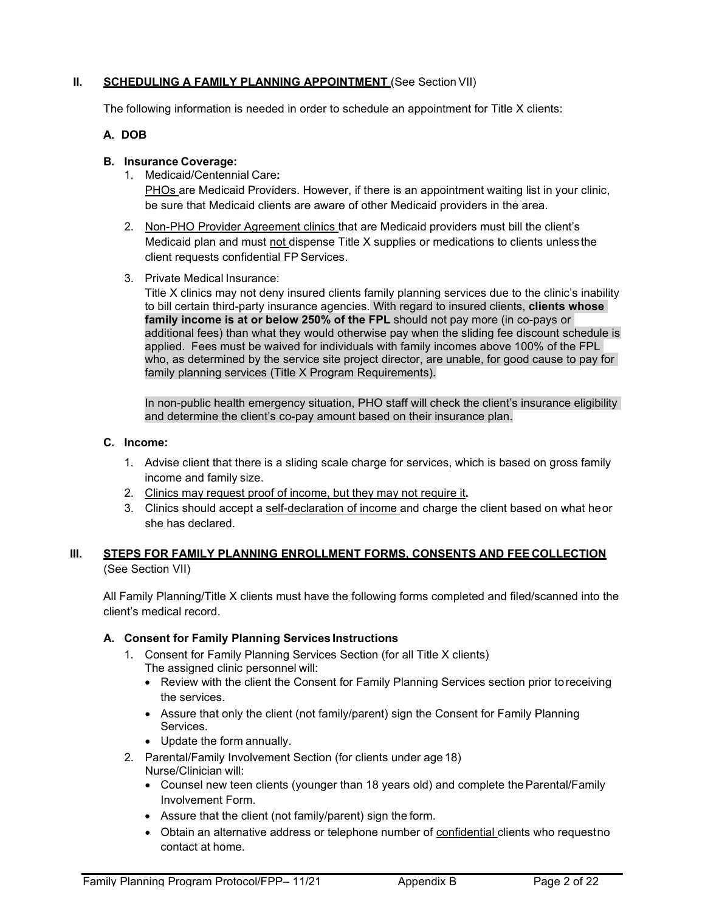## II. SCHEDULING A FAMILY PLANNING APPOINTMENT (See Section VII)

The following information is needed in order to schedule an appointment for Title X clients:

### A. DOB

### B. Insurance Coverage:

1. Medicaid/Centennial Care**:**
   PHOs are Medicaid Providers. However, if there is an appointment waiting list in your clinic, be sure that Medicaid clients are aware of other Medicaid providers in the area.
2. Non-PHO Provider Agreement clinics that are Medicaid providers must bill the client's Medicaid plan and must not dispense Title X supplies or medications to clients unless the client requests confidential FP Services.
3. Private Medical Insurance:
   Title X clinics may not deny insured clients family planning services due to the clinic's inability to bill certain third-party insurance agencies. With regard to insured clients, **clients whose family income is at or below 250% of the FPL** should not pay more (in co-pays or additional fees) than what they would otherwise pay when the sliding fee discount schedule is applied. Fees must be waived for individuals with family incomes above 100% of the FPL who, as determined by the service site project director, are unable, for good cause to pay for family planning services (Title X Program Requirements).

   In non-public health emergency situation, PHO staff will check the client's insurance eligibility and determine the client's co-pay amount based on their insurance plan.

### C. Income:

1. Advise client that there is a sliding scale charge for services, which is based on gross family income and family size.
2. Clinics may request proof of income, but they may not require it**.**
3. Clinics should accept a self-declaration of income and charge the client based on what he or she has declared.

## III. STEPS FOR FAMILY PLANNING ENROLLMENT FORMS, CONSENTS AND FEE COLLECTION (See Section VII)

All Family Planning/Title X clients must have the following forms completed and filed/scanned into the client's medical record.

### A. Consent for Family Planning Services Instructions

1. Consent for Family Planning Services Section (for all Title X clients)
   The assigned clinic personnel will:
   - Review with the client the Consent for Family Planning Services section prior to receiving the services.
   - Assure that only the client (not family/parent) sign the Consent for Family Planning Services.
   - Update the form annually.
2. Parental/Family Involvement Section (for clients under age 18)
   Nurse/Clinician will:
   - Counsel new teen clients (younger than 18 years old) and complete the Parental/Family Involvement Form.
   - Assure that the client (not family/parent) sign the form.
   - Obtain an alternative address or telephone number of confidential clients who request no contact at home.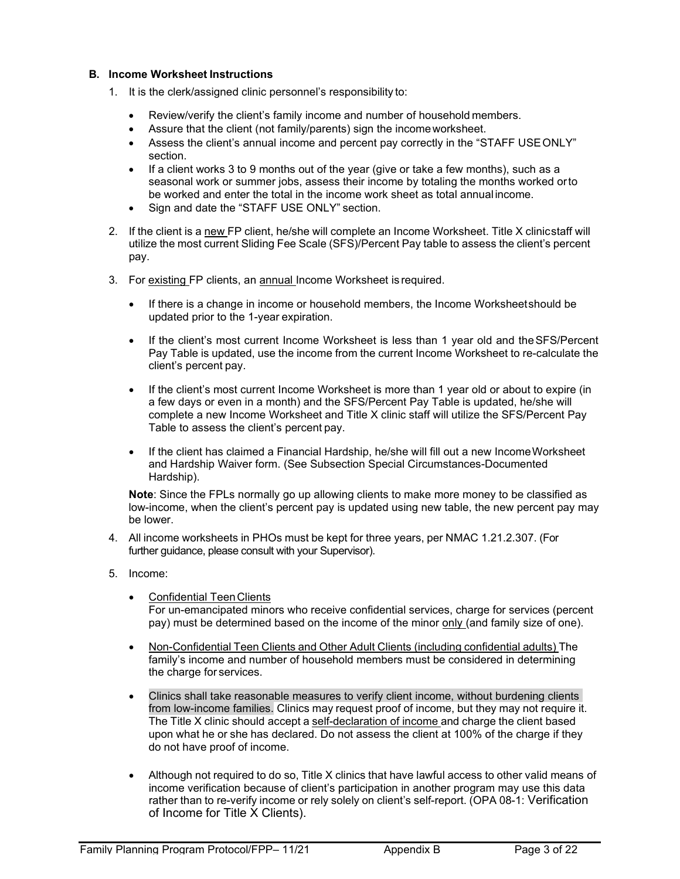### B. Income Worksheet Instructions

1. It is the clerk/assigned clinic personnel's responsibility to:
   - Review/verify the client's family income and number of household members.
   - Assure that the client (not family/parents) sign the income worksheet.
   - Assess the client's annual income and percent pay correctly in the "STAFF USE ONLY" section.
   - If a client works 3 to 9 months out of the year (give or take a few months), such as a seasonal work or summer jobs, assess their income by totaling the months worked or to be worked and enter the total in the income work sheet as total annual income.
   - Sign and date the "STAFF USE ONLY" section.
2. If the client is a new FP client, he/she will complete an Income Worksheet. Title X clinic staff will utilize the most current Sliding Fee Scale (SFS)/Percent Pay table to assess the client's percent pay.
3. For existing FP clients, an annual Income Worksheet is required.
   - If there is a change in income or household members, the Income Worksheet should be updated prior to the 1-year expiration.
   - If the client's most current Income Worksheet is less than 1 year old and the SFS/Percent Pay Table is updated, use the income from the current Income Worksheet to re-calculate the client's percent pay.
   - If the client's most current Income Worksheet is more than 1 year old or about to expire (in a few days or even in a month) and the SFS/Percent Pay Table is updated, he/she will complete a new Income Worksheet and Title X clinic staff will utilize the SFS/Percent Pay Table to assess the client's percent pay.
   - If the client has claimed a Financial Hardship, he/she will fill out a new Income Worksheet and Hardship Waiver form. (See Subsection Special Circumstances-Documented Hardship).

   **Note**: Since the FPLs normally go up allowing clients to make more money to be classified as low-income, when the client's percent pay is updated using new table, the new percent pay may be lower.
4. All income worksheets in PHOs must be kept for three years, per NMAC 1.21.2.307. (For further guidance, please consult with your Supervisor).
5. Income:
   - Confidential Teen Clients
     For un-emancipated minors who receive confidential services, charge for services (percent pay) must be determined based on the income of the minor only (and family size of one).
   - Non-Confidential Teen Clients and Other Adult Clients (including confidential adults) The family's income and number of household members must be considered in determining the charge for services.
   - Clinics shall take reasonable measures to verify client income, without burdening clients from low-income families. Clinics may request proof of income, but they may not require it. The Title X clinic should accept a self-declaration of income and charge the client based upon what he or she has declared. Do not assess the client at 100% of the charge if they do not have proof of income.
   - Although not required to do so, Title X clinics that have lawful access to other valid means of income verification because of client's participation in another program may use this data rather than to re-verify income or rely solely on client's self-report. (OPA 08-1: Verification of Income for Title X Clients).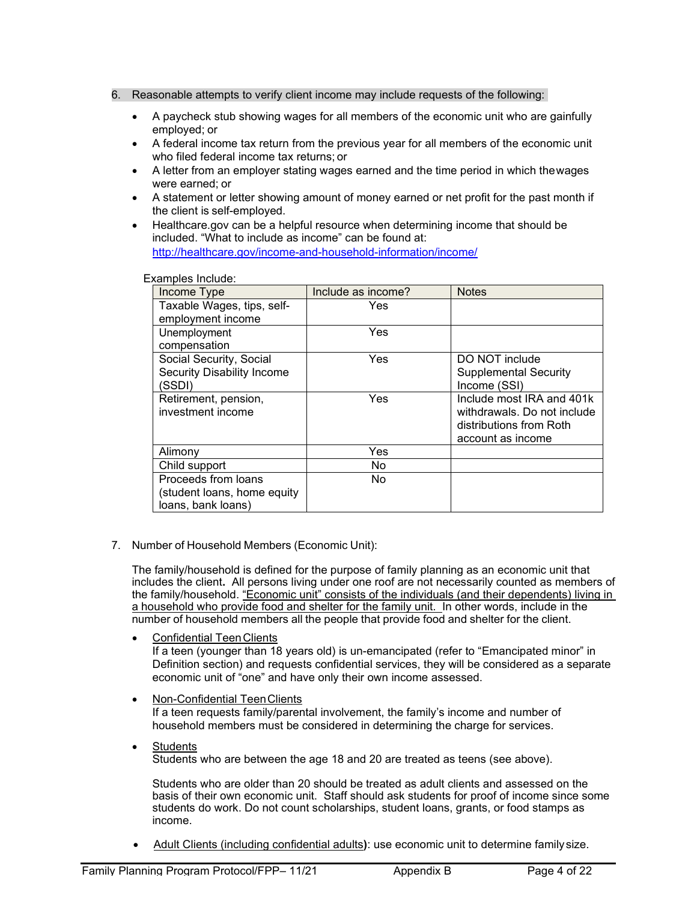6. Reasonable attempts to verify client income may include requests of the following:

   - A paycheck stub showing wages for all members of the economic unit who are gainfully employed; or
   - A federal income tax return from the previous year for all members of the economic unit who filed federal income tax returns; or
   - A letter from an employer stating wages earned and the time period in which thewages were earned; or
   - A statement or letter showing amount of money earned or net profit for the past month if the client is self-employed.
   - Healthcare.gov can be a helpful resource when determining income that should be included. “What to include as income” can be found at: http://healthcare.gov/income-and-household-information/income/

   Examples Include:

| Income Type | Include as income? | Notes |
| --- | --- | --- |
| Taxable Wages, tips, self-employment income | Yes | |
| Unemployment compensation | Yes | |
| Social Security, Social Security Disability Income (SSDI) | Yes | DO NOT include Supplemental Security Income (SSI) |
| Retirement, pension, investment income | Yes | Include most IRA and 401k withdrawals. Do not include distributions from Roth account as income |
| Alimony | Yes | |
| Child support | No | |
| Proceeds from loans (student loans, home equity loans, bank loans) | No | |

7. Number of Household Members (Economic Unit):

   The family/household is defined for the purpose of family planning as an economic unit that includes the client**.** All persons living under one roof are not necessarily counted as members of the family/household. “Economic unit” consists of the individuals (and their dependents) living in a household who provide food and shelter for the family unit. In other words, include in the number of household members all the people that provide food and shelter for the client.

   - Confidential Teen Clients
     If a teen (younger than 18 years old) is un-emancipated (refer to “Emancipated minor” in Definition section) and requests confidential services, they will be considered as a separate economic unit of “one” and have only their own income assessed.

   - Non-Confidential Teen Clients
     If a teen requests family/parental involvement, the family’s income and number of household members must be considered in determining the charge for services.

   - Students
     Students who are between the age 18 and 20 are treated as teens (see above).

     Students who are older than 20 should be treated as adult clients and assessed on the basis of their own economic unit. Staff should ask students for proof of income since some students do work. Do not count scholarships, student loans, grants, or food stamps as income.

   - Adult Clients (including confidential adults**)**: use economic unit to determine family size.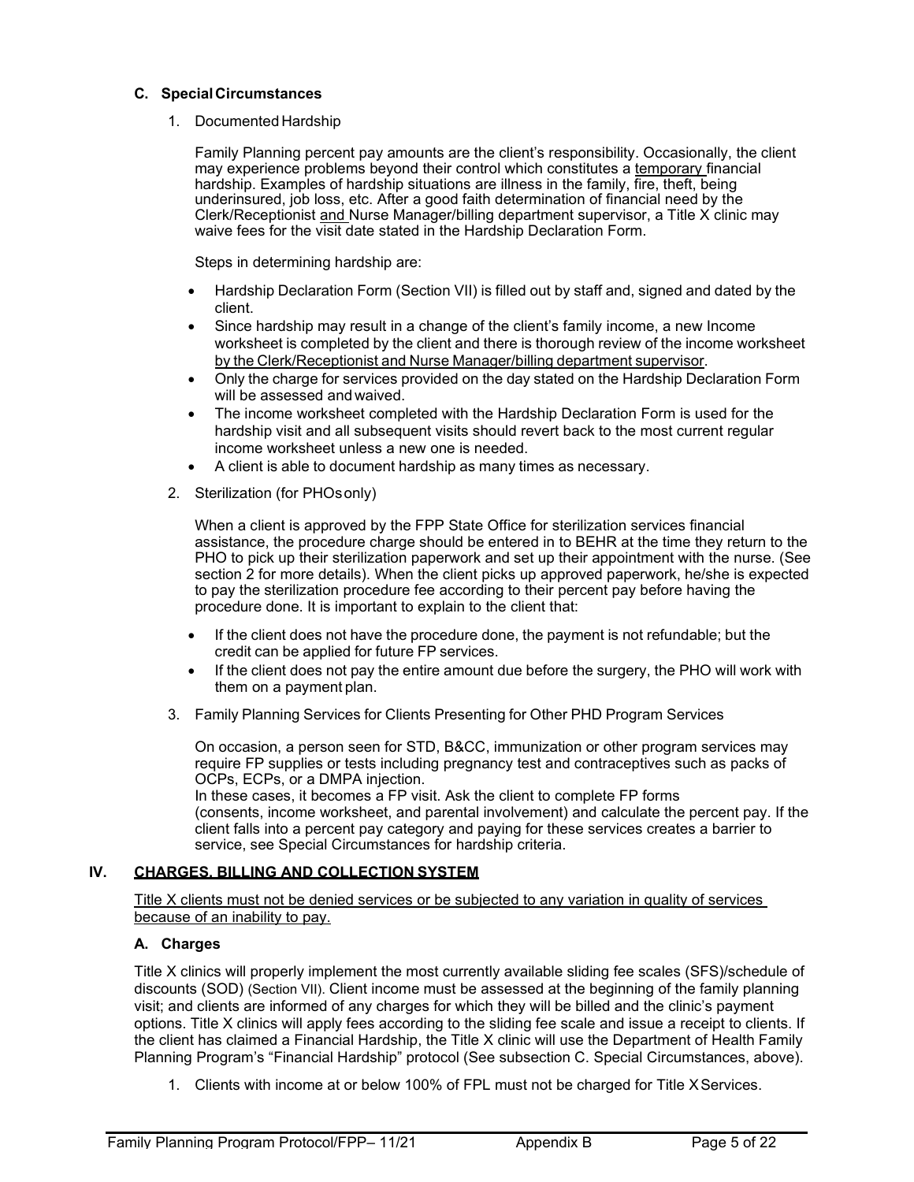### C. Special Circumstances

1. Documented Hardship

   Family Planning percent pay amounts are the client's responsibility. Occasionally, the client may experience problems beyond their control which constitutes a temporary financial hardship. Examples of hardship situations are illness in the family, fire, theft, being underinsured, job loss, etc. After a good faith determination of financial need by the Clerk/Receptionist and Nurse Manager/billing department supervisor, a Title X clinic may waive fees for the visit date stated in the Hardship Declaration Form.

   Steps in determining hardship are:

   - Hardship Declaration Form (Section VII) is filled out by staff and, signed and dated by the client.
   - Since hardship may result in a change of the client's family income, a new Income worksheet is completed by the client and there is thorough review of the income worksheet by the Clerk/Receptionist and Nurse Manager/billing department supervisor.
   - Only the charge for services provided on the day stated on the Hardship Declaration Form will be assessed and waived.
   - The income worksheet completed with the Hardship Declaration Form is used for the hardship visit and all subsequent visits should revert back to the most current regular income worksheet unless a new one is needed.
   - A client is able to document hardship as many times as necessary.

2. Sterilization (for PHOs only)

   When a client is approved by the FPP State Office for sterilization services financial assistance, the procedure charge should be entered in to BEHR at the time they return to the PHO to pick up their sterilization paperwork and set up their appointment with the nurse. (See section 2 for more details). When the client picks up approved paperwork, he/she is expected to pay the sterilization procedure fee according to their percent pay before having the procedure done. It is important to explain to the client that:

   - If the client does not have the procedure done, the payment is not refundable; but the credit can be applied for future FP services.
   - If the client does not pay the entire amount due before the surgery, the PHO will work with them on a payment plan.

3. Family Planning Services for Clients Presenting for Other PHD Program Services

   On occasion, a person seen for STD, B&CC, immunization or other program services may require FP supplies or tests including pregnancy test and contraceptives such as packs of OCPs, ECPs, or a DMPA injection.
   In these cases, it becomes a FP visit. Ask the client to complete FP forms (consents, income worksheet, and parental involvement) and calculate the percent pay. If the client falls into a percent pay category and paying for these services creates a barrier to service, see Special Circumstances for hardship criteria.

## IV. CHARGES, BILLING AND COLLECTION SYSTEM

Title X clients must not be denied services or be subjected to any variation in quality of services because of an inability to pay.

### A. Charges

Title X clinics will properly implement the most currently available sliding fee scales (SFS)/schedule of discounts (SOD) (Section VII). Client income must be assessed at the beginning of the family planning visit; and clients are informed of any charges for which they will be billed and the clinic's payment options. Title X clinics will apply fees according to the sliding fee scale and issue a receipt to clients. If the client has claimed a Financial Hardship, the Title X clinic will use the Department of Health Family Planning Program's "Financial Hardship" protocol (See subsection C. Special Circumstances, above).

1. Clients with income at or below 100% of FPL must not be charged for Title X Services.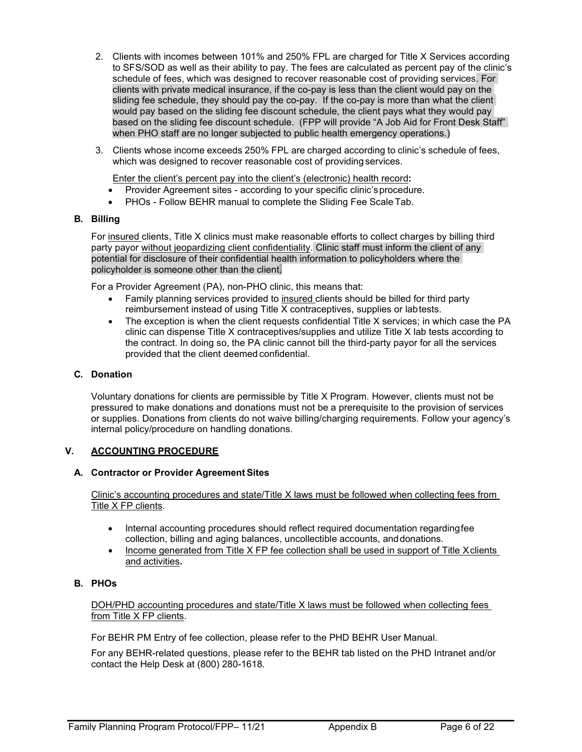2. Clients with incomes between 101% and 250% FPL are charged for Title X Services according to SFS/SOD as well as their ability to pay. The fees are calculated as percent pay of the clinic's schedule of fees, which was designed to recover reasonable cost of providing services. For clients with private medical insurance, if the co-pay is less than the client would pay on the sliding fee schedule, they should pay the co-pay. If the co-pay is more than what the client would pay based on the sliding fee discount schedule, the client pays what they would pay based on the sliding fee discount schedule. (FPP will provide "A Job Aid for Front Desk Staff" when PHO staff are no longer subjected to public health emergency operations.)

3. Clients whose income exceeds 250% FPL are charged according to clinic's schedule of fees, which was designed to recover reasonable cost of providing services.

   Enter the client's percent pay into the client's (electronic) health record**:**

   - Provider Agreement sites - according to your specific clinic's procedure.
   - PHOs - Follow BEHR manual to complete the Sliding Fee Scale Tab.

### B. Billing

For insured clients, Title X clinics must make reasonable efforts to collect charges by billing third party payor without jeopardizing client confidentiality. Clinic staff must inform the client of any potential for disclosure of their confidential health information to policyholders where the policyholder is someone other than the client.

For a Provider Agreement (PA), non-PHO clinic, this means that:

- Family planning services provided to insured clients should be billed for third party reimbursement instead of using Title X contraceptives, supplies or lab tests.
- The exception is when the client requests confidential Title X services; in which case the PA clinic can dispense Title X contraceptives/supplies and utilize Title X lab tests according to the contract. In doing so, the PA clinic cannot bill the third-party payor for all the services provided that the client deemed confidential.

### C. Donation

Voluntary donations for clients are permissible by Title X Program. However, clients must not be pressured to make donations and donations must not be a prerequisite to the provision of services or supplies. Donations from clients do not waive billing/charging requirements. Follow your agency's internal policy/procedure on handling donations.

## V. ACCOUNTING PROCEDURE

### A. Contractor or Provider Agreement Sites

Clinic's accounting procedures and state/Title X laws must be followed when collecting fees from Title X FP clients.

- Internal accounting procedures should reflect required documentation regarding fee collection, billing and aging balances, uncollectible accounts, and donations.
- Income generated from Title X FP fee collection shall be used in support of Title X clients and activities**.**

### B. PHOs

DOH/PHD accounting procedures and state/Title X laws must be followed when collecting fees from Title X FP clients.

For BEHR PM Entry of fee collection, please refer to the PHD BEHR User Manual.

For any BEHR-related questions, please refer to the BEHR tab listed on the PHD Intranet and/or contact the Help Desk at (800) 280-1618.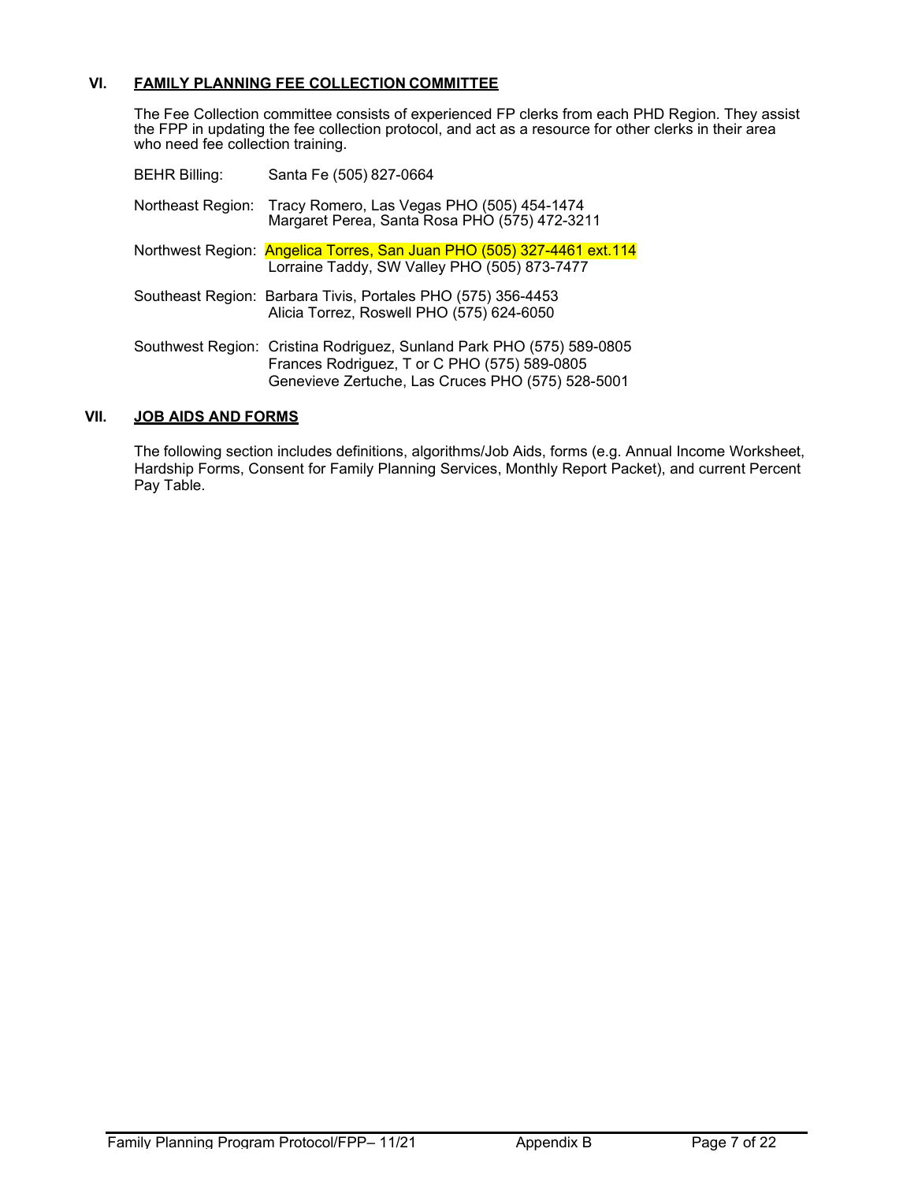## VI. FAMILY PLANNING FEE COLLECTION COMMITTEE

The Fee Collection committee consists of experienced FP clerks from each PHD Region. They assist the FPP in updating the fee collection protocol, and act as a resource for other clerks in their area who need fee collection training.

BEHR Billing: Santa Fe (505) 827-0664

Northeast Region: Tracy Romero, Las Vegas PHO (505) 454-1474
Margaret Perea, Santa Rosa PHO (575) 472-3211

Northwest Region: Angelica Torres, San Juan PHO (505) 327-4461 ext.114
Lorraine Taddy, SW Valley PHO (505) 873-7477

Southeast Region: Barbara Tivis, Portales PHO (575) 356-4453
Alicia Torrez, Roswell PHO (575) 624-6050

Southwest Region: Cristina Rodriguez, Sunland Park PHO (575) 589-0805
Frances Rodriguez, T or C PHO (575) 589-0805
Genevieve Zertuche, Las Cruces PHO (575) 528-5001

## VII. JOB AIDS AND FORMS

The following section includes definitions, algorithms/Job Aids, forms (e.g. Annual Income Worksheet, Hardship Forms, Consent for Family Planning Services, Monthly Report Packet), and current Percent Pay Table.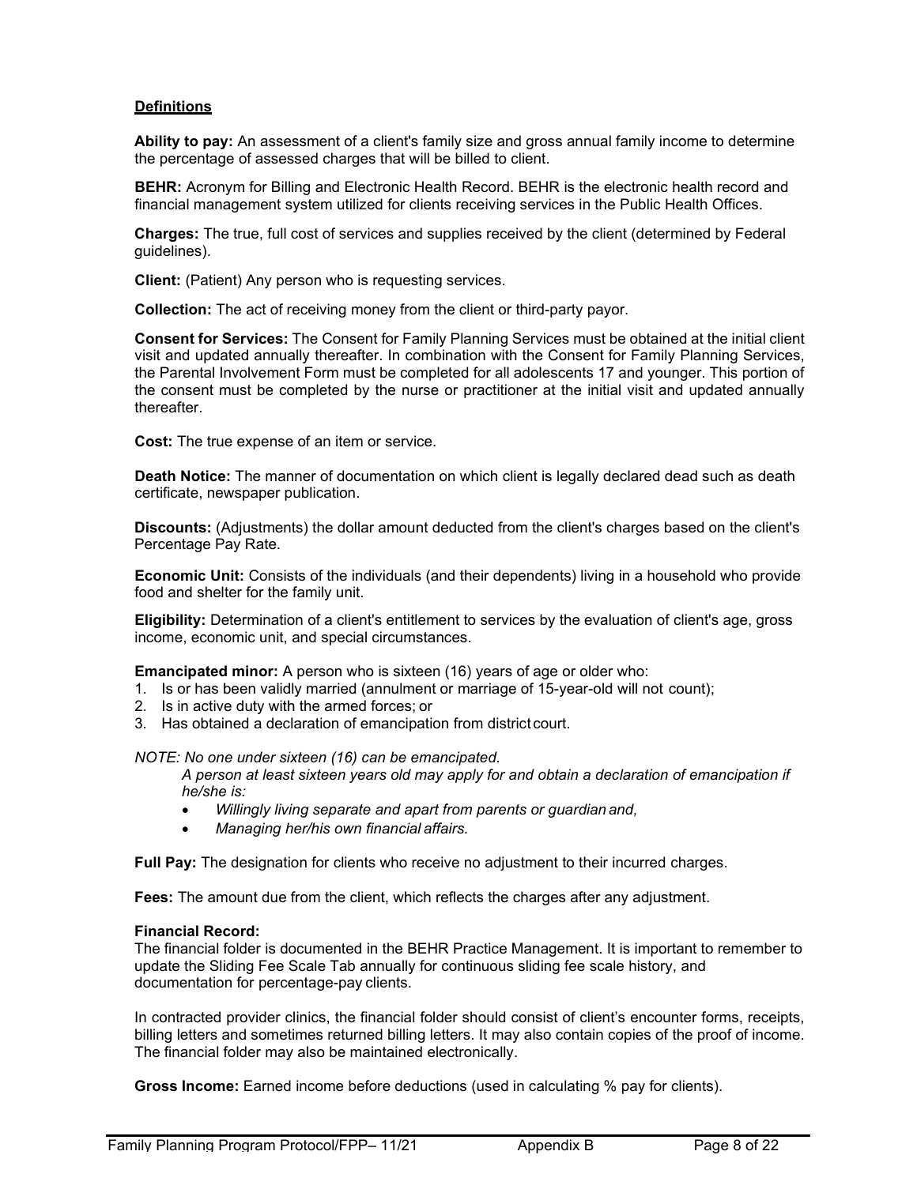**Definitions**

**Ability to pay:** An assessment of a client's family size and gross annual family income to determine the percentage of assessed charges that will be billed to client.

**BEHR:** Acronym for Billing and Electronic Health Record. BEHR is the electronic health record and financial management system utilized for clients receiving services in the Public Health Offices.

**Charges:** The true, full cost of services and supplies received by the client (determined by Federal guidelines).

**Client:** (Patient) Any person who is requesting services.

**Collection:** The act of receiving money from the client or third-party payor.

**Consent for Services:** The Consent for Family Planning Services must be obtained at the initial client visit and updated annually thereafter. In combination with the Consent for Family Planning Services, the Parental Involvement Form must be completed for all adolescents 17 and younger. This portion of the consent must be completed by the nurse or practitioner at the initial visit and updated annually thereafter.

**Cost:** The true expense of an item or service.

**Death Notice:** The manner of documentation on which client is legally declared dead such as death certificate, newspaper publication.

**Discounts:** (Adjustments) the dollar amount deducted from the client's charges based on the client's Percentage Pay Rate.

**Economic Unit:** Consists of the individuals (and their dependents) living in a household who provide food and shelter for the family unit.

**Eligibility:** Determination of a client's entitlement to services by the evaluation of client's age, gross income, economic unit, and special circumstances.

**Emancipated minor:** A person who is sixteen (16) years of age or older who:

1. Is or has been validly married (annulment or marriage of 15-year-old will not count);
2. Is in active duty with the armed forces; or
3. Has obtained a declaration of emancipation from district court.

*NOTE: No one under sixteen (16) can be emancipated.*

*A person at least sixteen years old may apply for and obtain a declaration of emancipation if he/she is:*

- *Willingly living separate and apart from parents or guardian and,*
- *Managing her/his own financial affairs.*

**Full Pay:** The designation for clients who receive no adjustment to their incurred charges.

**Fees:** The amount due from the client, which reflects the charges after any adjustment.

**Financial Record:**

The financial folder is documented in the BEHR Practice Management. It is important to remember to update the Sliding Fee Scale Tab annually for continuous sliding fee scale history, and documentation for percentage-pay clients.

In contracted provider clinics, the financial folder should consist of client's encounter forms, receipts, billing letters and sometimes returned billing letters. It may also contain copies of the proof of income. The financial folder may also be maintained electronically.

**Gross Income:** Earned income before deductions (used in calculating % pay for clients).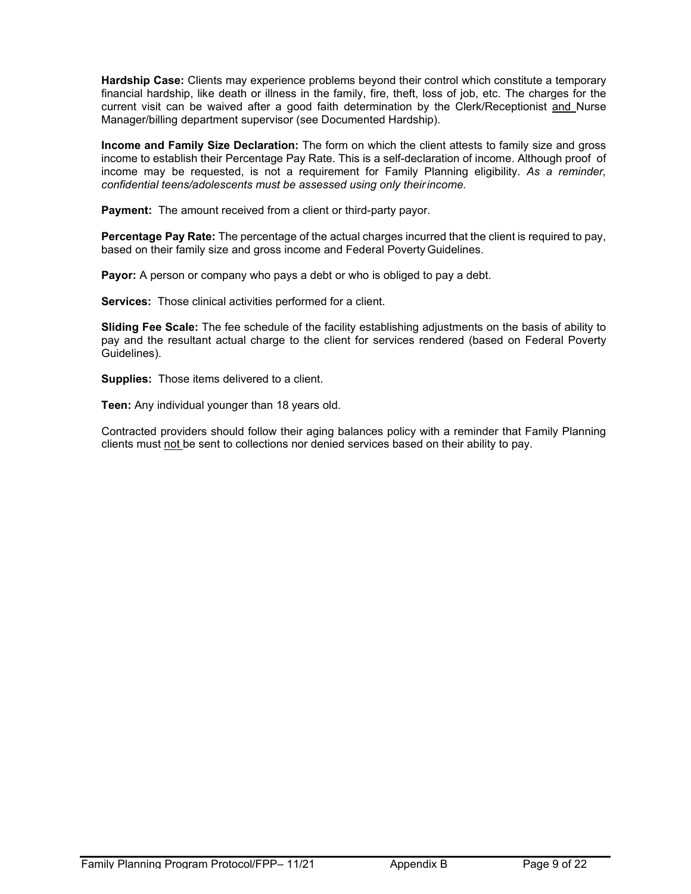**Hardship Case:** Clients may experience problems beyond their control which constitute a temporary financial hardship, like death or illness in the family, fire, theft, loss of job, etc. The charges for the current visit can be waived after a good faith determination by the Clerk/Receptionist <u>and</u> Nurse Manager/billing department supervisor (see Documented Hardship).

**Income and Family Size Declaration:** The form on which the client attests to family size and gross income to establish their Percentage Pay Rate. This is a self-declaration of income. Although proof of income may be requested, is not a requirement for Family Planning eligibility. *As a reminder, confidential teens/adolescents must be assessed using only their income.*

**Payment:** The amount received from a client or third-party payor.

**Percentage Pay Rate:** The percentage of the actual charges incurred that the client is required to pay, based on their family size and gross income and Federal Poverty Guidelines.

**Payor:** A person or company who pays a debt or who is obliged to pay a debt.

**Services:** Those clinical activities performed for a client.

**Sliding Fee Scale:** The fee schedule of the facility establishing adjustments on the basis of ability to pay and the resultant actual charge to the client for services rendered (based on Federal Poverty Guidelines).

**Supplies:** Those items delivered to a client.

**Teen:** Any individual younger than 18 years old.

Contracted providers should follow their aging balances policy with a reminder that Family Planning clients must <u>not</u> be sent to collections nor denied services based on their ability to pay.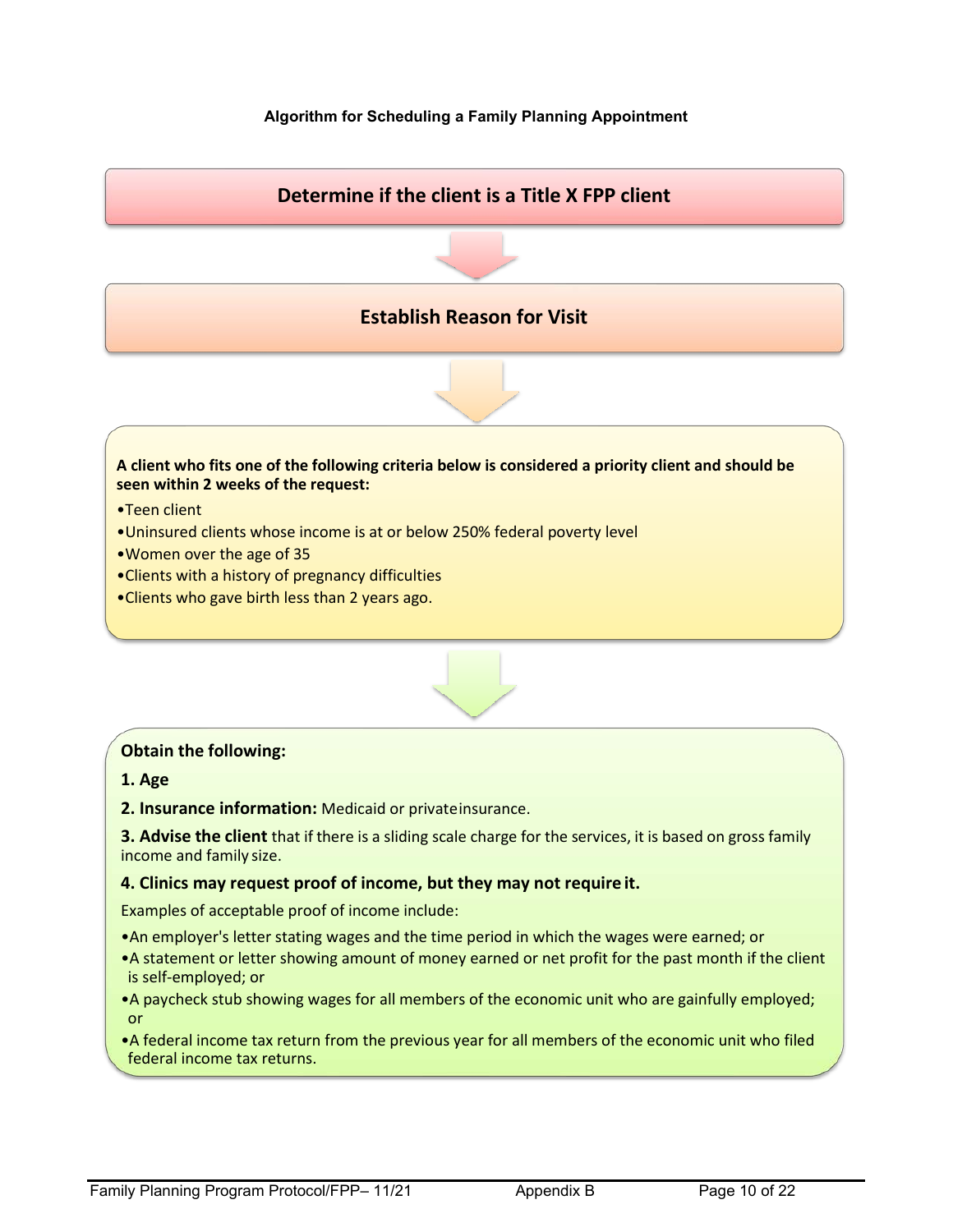## Algorithm for Scheduling a Family Planning Appointment

**Determine if the client is a Title X FPP client**

↓

**Establish Reason for Visit**

↓

**A client who fits one of the following criteria below is considered a priority client and should be seen within 2 weeks of the request:**

- Teen client
- Uninsured clients whose income is at or below 250% federal poverty level
- Women over the age of 35
- Clients with a history of pregnancy difficulties
- Clients who gave birth less than 2 years ago.

↓

**Obtain the following:**

**1. Age**

**2. Insurance information:** Medicaid or private insurance.

**3. Advise the client** that if there is a sliding scale charge for the services, it is based on gross family income and family size.

**4. Clinics may request proof of income, but they may not require it.**

Examples of acceptable proof of income include:

- An employer's letter stating wages and the time period in which the wages were earned; or
- A statement or letter showing amount of money earned or net profit for the past month if the client is self-employed; or
- A paycheck stub showing wages for all members of the economic unit who are gainfully employed; or
- A federal income tax return from the previous year for all members of the economic unit who filed federal income tax returns.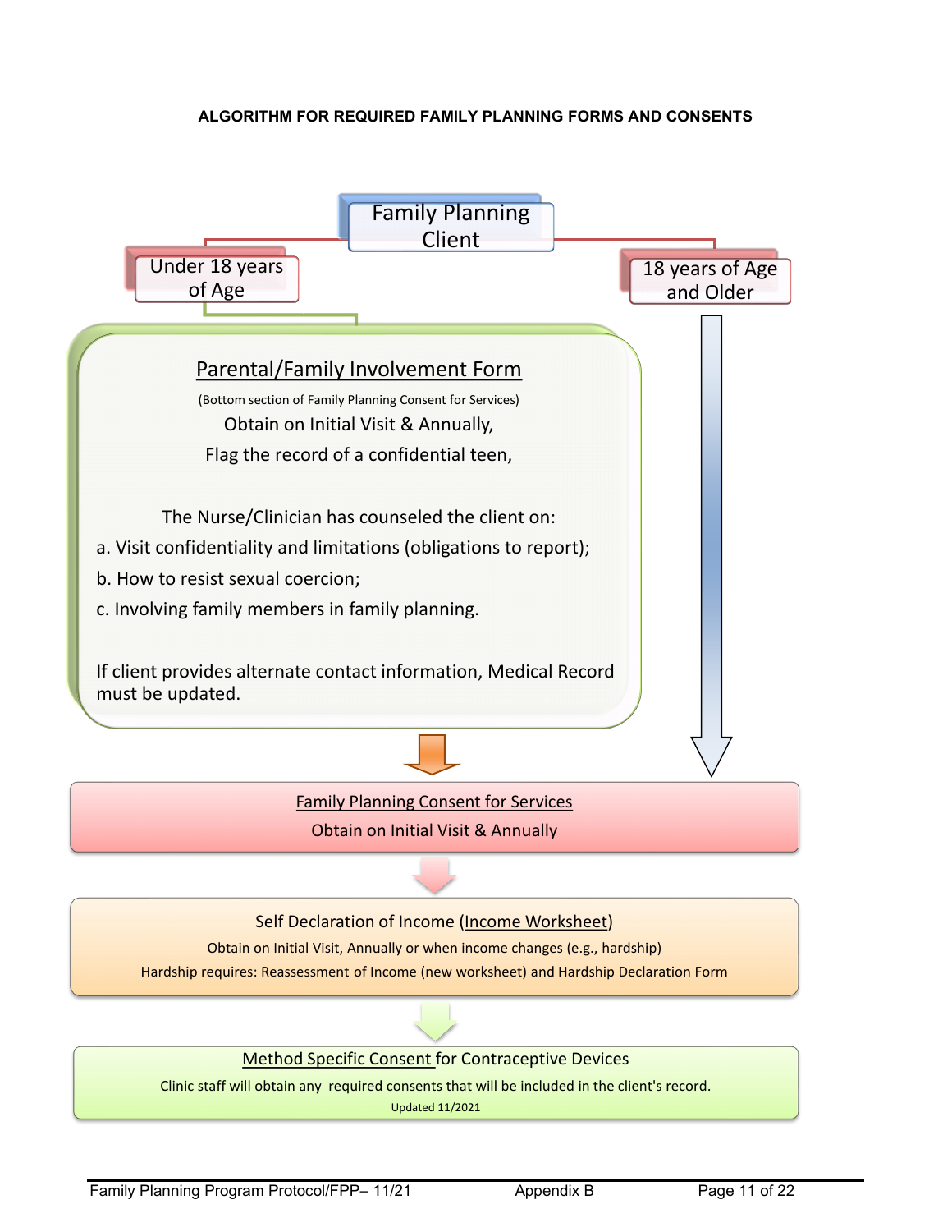# ALGORITHM FOR REQUIRED FAMILY PLANNING FORMS AND CONSENTS

**Family Planning Client**

**Under 18 years of Age**

**18 years of Age and Older**

## Parental/Family Involvement Form

(Bottom section of Family Planning Consent for Services)

Obtain on Initial Visit & Annually,

Flag the record of a confidential teen,

The Nurse/Clinician has counseled the client on:

a. Visit confidentiality and limitations (obligations to report);

b. How to resist sexual coercion;

c. Involving family members in family planning.

If client provides alternate contact information, Medical Record must be updated.

## Family Planning Consent for Services

Obtain on Initial Visit & Annually

## Self Declaration of Income (Income Worksheet)

Obtain on Initial Visit, Annually or when income changes (e.g., hardship)

Hardship requires: Reassessment of Income (new worksheet) and Hardship Declaration Form

## Method Specific Consent for Contraceptive Devices

Clinic staff will obtain any required consents that will be included in the client's record.

Updated 11/2021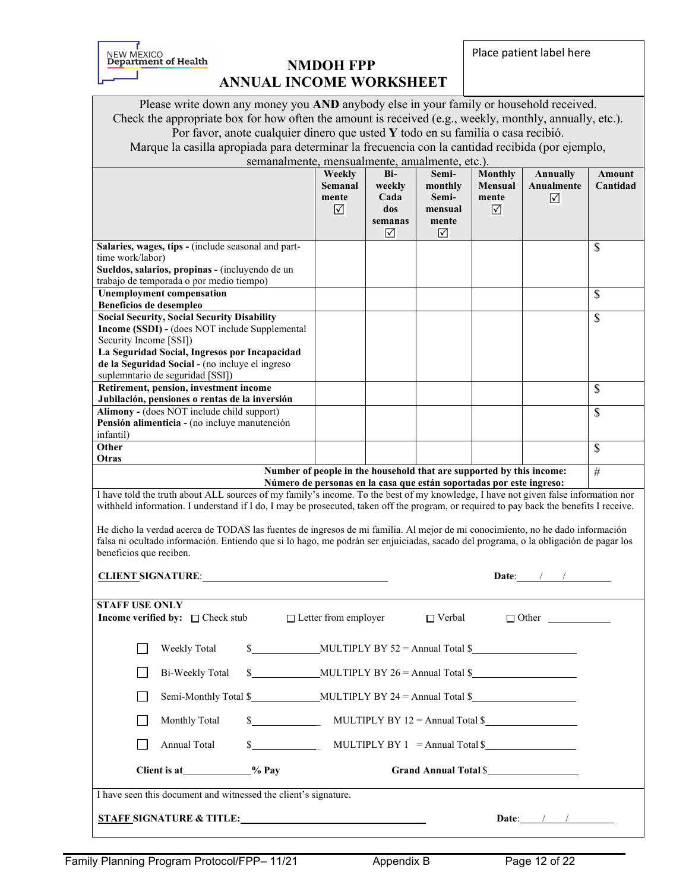NEW MEXICO Department of Health

# NMDOH FPP ANNUAL INCOME WORKSHEET

Place patient label here

Please write down any money you **AND** anybody else in your family or household received.
Check the appropriate box for how often the amount is received (e.g., weekly, monthly, annually, etc.).
Por favor, anote cualquier dinero que usted **Y** todo en su familia o casa recibió.
Marque la casilla apropiada para determinar la frecuencia con la cantidad recibida (por ejemplo, semanalmente, mensualmente, anualmente, etc.).

| | Weekly Semanalmente ☑ | Bi-weekly Cada dos semanas ☑ | Semi-monthly Semi-mensualmente ☑ | Monthly Mensualmente ☑ | Annually Anualmente ☑ | Amount Cantidad |
|---|---|---|---|---|---|---|
| **Salaries, wages, tips -** (include seasonal and part-time work/labor) **Sueldos, salarios, propinas -** (incluyendo de un trabajo de temporada o por medio tiempo) | | | | | | $ |
| **Unemployment compensation Beneficios de desempleo** | | | | | | $ |
| **Social Security, Social Security Disability Income (SSDI) -** (does NOT include Supplemental Security Income [SSI]) **La Seguridad Social, Ingresos por Incapacidad de la Seguridad Social -** (no incluye el ingreso suplemntario de seguridad [SSI]) | | | | | | $ |
| **Retirement, pension, investment income Jubilación, pensiones o rentas de la inversión** | | | | | | $ |
| **Alimony -** (does NOT include child support) **Pensión alimenticia -** (no incluye manutención infantil) | | | | | | $ |
| **Other Otras** | | | | | | $ |
| **Number of people in the household that are supported by this income: Número de personas en la casa que están soportadas por este ingreso:** | | | | | | # |

I have told the truth about ALL sources of my family's income. To the best of my knowledge, I have not given false information nor withheld information. I understand if I do, I may be prosecuted, taken off the program, or required to pay back the benefits I receive.

He dicho la verdad acerca de TODAS las fuentes de ingresos de mi familia. Al mejor de mi conocimiento, no he dado información falsa ni ocultado información. Entiendo que si lo hago, me podrán ser enjuiciadas, sacado del programa, o la obligación de pagar los beneficios que reciben.

**CLIENT SIGNATURE**:______________________________ **Date**:____/____/________

**STAFF USE ONLY**

**Income verified by:** ☐ Check stub ☐ Letter from employer ☐ Verbal ☐ Other ___________

☐ Weekly Total $____________ MULTIPLY BY 52 = Annual Total $__________________

☐ Bi-Weekly Total $____________ MULTIPLY BY 26 = Annual Total $__________________

☐ Semi-Monthly Total $____________ MULTIPLY BY 24 = Annual Total $__________________

☐ Monthly Total $____________ MULTIPLY BY 12 = Annual Total $__________________

☐ Annual Total $____________ MULTIPLY BY 1 = Annual Total $__________________

**Client is at**____________**% Pay** **Grand Annual Total** $__________________

I have seen this document and witnessed the client's signature.

**STAFF SIGNATURE & TITLE:**______________________________ **Date**:____/____/________

Family Planning Program Protocol/FPP– 11/21 Appendix B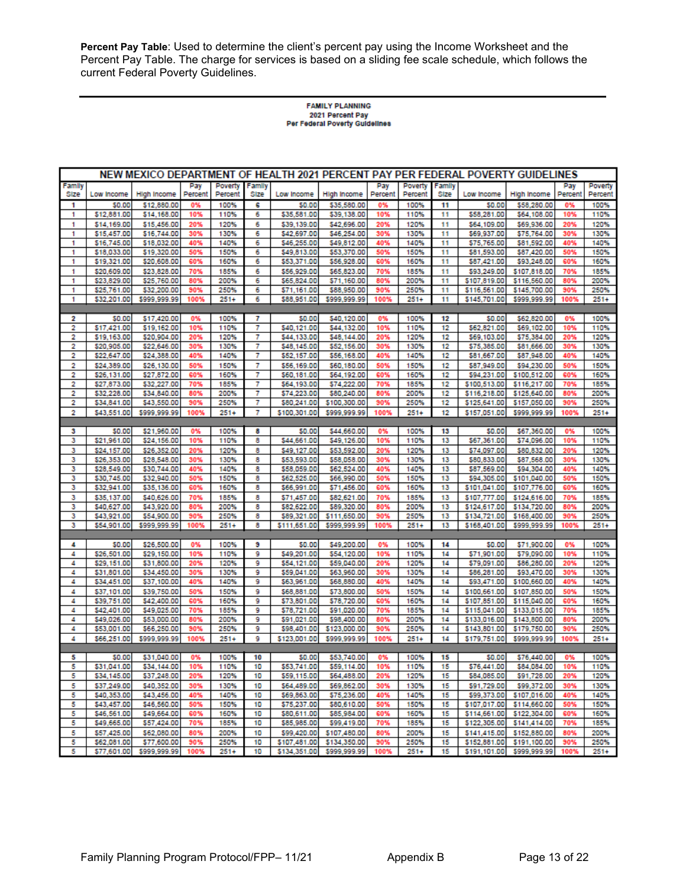**Percent Pay Table**: Used to determine the client's percent pay using the Income Worksheet and the Percent Pay Table. The charge for services is based on a sliding fee scale schedule, which follows the current Federal Poverty Guidelines.

**FAMILY PLANNING**
**2021 Percent Pay**
**Per Federal Poverty Guidelines**

| NEW MEXICO DEPARTMENT OF HEALTH 2021 PERCENT PAY PER FEDERAL POVERTY GUIDELINES | | | | | | | | | | | | | | |
|---|---|---|---|---|---|---|---|---|---|---|---|---|---|---|
| Family Size | Low Income | High Income | Pay Percent | Poverty Percent | Family Size | Low Income | High Income | Pay Percent | Poverty Percent | Family Size | Low Income | High Income | Pay Percent | Poverty Percent |
| 1 | $0.00 | $12,880.00 | 0% | 100% | 6 | $0.00 | $35,580.00 | 0% | 100% | 11 | $0.00 | $58,280.00 | 0% | 100% |
| 1 | $12,881.00 | $14,168.00 | 10% | 110% | 6 | $35,581.00 | $39,138.00 | 10% | 110% | 11 | $58,281.00 | $64,108.00 | 10% | 110% |
| 1 | $14,169.00 | $15,456.00 | 20% | 120% | 6 | $39,139.00 | $42,696.00 | 20% | 120% | 11 | $64,109.00 | $69,936.00 | 20% | 120% |
| 1 | $15,457.00 | $16,744.00 | 30% | 130% | 6 | $42,697.00 | $46,254.00 | 30% | 130% | 11 | $69,937.00 | $75,764.00 | 30% | 130% |
| 1 | $16,745.00 | $18,032.00 | 40% | 140% | 6 | $46,255.00 | $49,812.00 | 40% | 140% | 11 | $75,765.00 | $81,592.00 | 40% | 140% |
| 1 | $18,033.00 | $19,320.00 | 50% | 150% | 6 | $49,813.00 | $53,370.00 | 50% | 150% | 11 | $81,593.00 | $87,420.00 | 50% | 150% |
| 1 | $19,321.00 | $20,608.00 | 60% | 160% | 6 | $53,371.00 | $56,928.00 | 60% | 160% | 11 | $87,421.00 | $93,248.00 | 60% | 160% |
| 1 | $20,609.00 | $23,828.00 | 70% | 185% | 6 | $56,929.00 | $65,823.00 | 70% | 185% | 11 | $93,249.00 | $107,818.00 | 70% | 185% |
| 1 | $23,829.00 | $25,760.00 | 80% | 200% | 6 | $65,824.00 | $71,160.00 | 80% | 200% | 11 | $107,819.00 | $116,560.00 | 80% | 200% |
| 1 | $25,761.00 | $32,200.00 | 90% | 250% | 6 | $71,161.00 | $88,950.00 | 90% | 250% | 11 | $116,561.00 | $145,700.00 | 90% | 250% |
| 1 | $32,201.00 | $999,999.99 | 100% | 251+ | 6 | $88,951.00 | $999,999.99 | 100% | 251+ | 11 | $145,701.00 | $999,999.99 | 100% | 251+ |
| 2 | $0.00 | $17,420.00 | 0% | 100% | 7 | $0.00 | $40,120.00 | 0% | 100% | 12 | $0.00 | $62,820.00 | 0% | 100% |
| 2 | $17,421.00 | $19,162.00 | 10% | 110% | 7 | $40,121.00 | $44,132.00 | 10% | 110% | 12 | $62,821.00 | $69,102.00 | 10% | 110% |
| 2 | $19,163.00 | $20,904.00 | 20% | 120% | 7 | $44,133.00 | $48,144.00 | 20% | 120% | 12 | $69,103.00 | $75,384.00 | 20% | 120% |
| 2 | $20,905.00 | $22,646.00 | 30% | 130% | 7 | $48,145.00 | $52,156.00 | 30% | 130% | 12 | $75,385.00 | $81,666.00 | 30% | 130% |
| 2 | $22,647.00 | $24,388.00 | 40% | 140% | 7 | $52,157.00 | $56,168.00 | 40% | 140% | 12 | $81,667.00 | $87,948.00 | 40% | 140% |
| 2 | $24,389.00 | $26,130.00 | 50% | 150% | 7 | $56,169.00 | $60,180.00 | 50% | 150% | 12 | $87,949.00 | $94,230.00 | 50% | 150% |
| 2 | $26,131.00 | $27,872.00 | 60% | 160% | 7 | $60,181.00 | $64,192.00 | 60% | 160% | 12 | $94,231.00 | $100,512.00 | 60% | 160% |
| 2 | $27,873.00 | $32,227.00 | 70% | 185% | 7 | $64,193.00 | $74,222.00 | 70% | 185% | 12 | $100,513.00 | $116,217.00 | 70% | 185% |
| 2 | $32,228.00 | $34,840.00 | 80% | 200% | 7 | $74,223.00 | $80,240.00 | 80% | 200% | 12 | $116,218.00 | $125,640.00 | 80% | 200% |
| 2 | $34,841.00 | $43,550.00 | 90% | 250% | 7 | $80,241.00 | $100,300.00 | 90% | 250% | 12 | $125,641.00 | $157,050.00 | 90% | 250% |
| 2 | $43,551.00 | $999,999.99 | 100% | 251+ | 7 | $100,301.00 | $999,999.99 | 100% | 251+ | 12 | $157,051.00 | $999,999.99 | 100% | 251+ |
| 3 | $0.00 | $21,960.00 | 0% | 100% | 8 | $0.00 | $44,660.00 | 0% | 100% | 13 | $0.00 | $67,360.00 | 0% | 100% |
| 3 | $21,961.00 | $24,156.00 | 10% | 110% | 8 | $44,661.00 | $49,126.00 | 10% | 110% | 13 | $67,361.00 | $74,096.00 | 10% | 110% |
| 3 | $24,157.00 | $26,352.00 | 20% | 120% | 8 | $49,127.00 | $53,592.00 | 20% | 120% | 13 | $74,097.00 | $80,832.00 | 20% | 120% |
| 3 | $26,353.00 | $28,548.00 | 30% | 130% | 8 | $53,593.00 | $58,058.00 | 30% | 130% | 13 | $80,833.00 | $87,568.00 | 30% | 130% |
| 3 | $28,549.00 | $30,744.00 | 40% | 140% | 8 | $58,059.00 | $62,524.00 | 40% | 140% | 13 | $87,569.00 | $94,304.00 | 40% | 140% |
| 3 | $30,745.00 | $32,940.00 | 50% | 150% | 8 | $62,525.00 | $66,990.00 | 50% | 150% | 13 | $94,305.00 | $101,040.00 | 50% | 150% |
| 3 | $32,941.00 | $35,136.00 | 60% | 160% | 8 | $66,991.00 | $71,456.00 | 60% | 160% | 13 | $101,041.00 | $107,776.00 | 60% | 160% |
| 3 | $35,137.00 | $40,626.00 | 70% | 185% | 8 | $71,457.00 | $82,621.00 | 70% | 185% | 13 | $107,777.00 | $124,616.00 | 70% | 185% |
| 3 | $40,627.00 | $43,920.00 | 80% | 200% | 8 | $82,622.00 | $89,320.00 | 80% | 200% | 13 | $124,617.00 | $134,720.00 | 80% | 200% |
| 3 | $43,921.00 | $54,900.00 | 90% | 250% | 8 | $89,321.00 | $111,650.00 | 90% | 250% | 13 | $134,721.00 | $168,400.00 | 90% | 250% |
| 3 | $54,901.00 | $999,999.99 | 100% | 251+ | 8 | $111,651.00 | $999,999.99 | 100% | 251+ | 13 | $168,401.00 | $999,999.99 | 100% | 251+ |
| 4 | $0.00 | $26,500.00 | 0% | 100% | 9 | $0.00 | $49,200.00 | 0% | 100% | 14 | $0.00 | $71,900.00 | 0% | 100% |
| 4 | $26,501.00 | $29,150.00 | 10% | 110% | 9 | $49,201.00 | $54,120.00 | 10% | 110% | 14 | $71,901.00 | $79,090.00 | 10% | 110% |
| 4 | $29,151.00 | $31,800.00 | 20% | 120% | 9 | $54,121.00 | $59,040.00 | 20% | 120% | 14 | $79,091.00 | $86,280.00 | 20% | 120% |
| 4 | $31,801.00 | $34,450.00 | 30% | 130% | 9 | $59,041.00 | $63,960.00 | 30% | 130% | 14 | $86,281.00 | $93,470.00 | 30% | 130% |
| 4 | $34,451.00 | $37,100.00 | 40% | 140% | 9 | $63,961.00 | $68,880.00 | 40% | 140% | 14 | $93,471.00 | $100,660.00 | 40% | 140% |
| 4 | $37,101.00 | $39,750.00 | 50% | 150% | 9 | $68,881.00 | $73,800.00 | 50% | 150% | 14 | $100,661.00 | $107,850.00 | 50% | 150% |
| 4 | $39,751.00 | $42,400.00 | 60% | 160% | 9 | $73,801.00 | $78,720.00 | 60% | 160% | 14 | $107,851.00 | $115,040.00 | 60% | 160% |
| 4 | $42,401.00 | $49,025.00 | 70% | 185% | 9 | $78,721.00 | $91,020.00 | 70% | 185% | 14 | $115,041.00 | $133,015.00 | 70% | 185% |
| 4 | $49,026.00 | $53,000.00 | 80% | 200% | 9 | $91,021.00 | $98,400.00 | 80% | 200% | 14 | $133,016.00 | $143,800.00 | 80% | 200% |
| 4 | $53,001.00 | $66,250.00 | 90% | 250% | 9 | $98,401.00 | $123,000.00 | 90% | 250% | 14 | $143,801.00 | $179,750.00 | 90% | 250% |
| 4 | $66,251.00 | $999,999.99 | 100% | 251+ | 9 | $123,001.00 | $999,999.99 | 100% | 251+ | 14 | $179,751.00 | $999,999.99 | 100% | 251+ |
| 5 | $0.00 | $31,040.00 | 0% | 100% | 10 | $0.00 | $53,740.00 | 0% | 100% | 15 | $0.00 | $76,440.00 | 0% | 100% |
| 5 | $31,041.00 | $34,144.00 | 10% | 110% | 10 | $53,741.00 | $59,114.00 | 10% | 110% | 15 | $76,441.00 | $84,084.00 | 10% | 110% |
| 5 | $34,145.00 | $37,248.00 | 20% | 120% | 10 | $59,115.00 | $64,488.00 | 20% | 120% | 15 | $84,085.00 | $91,728.00 | 20% | 120% |
| 5 | $37,249.00 | $40,352.00 | 30% | 130% | 10 | $64,489.00 | $69,862.00 | 30% | 130% | 15 | $91,729.00 | $99,372.00 | 30% | 130% |
| 5 | $40,353.00 | $43,456.00 | 40% | 140% | 10 | $69,863.00 | $75,236.00 | 40% | 140% | 15 | $99,373.00 | $107,016.00 | 40% | 140% |
| 5 | $43,457.00 | $46,560.00 | 50% | 150% | 10 | $75,237.00 | $80,610.00 | 50% | 150% | 15 | $107,017.00 | $114,660.00 | 50% | 150% |
| 5 | $46,561.00 | $49,664.00 | 60% | 160% | 10 | $80,611.00 | $85,984.00 | 60% | 160% | 15 | $114,661.00 | $122,304.00 | 60% | 160% |
| 5 | $49,665.00 | $57,424.00 | 70% | 185% | 10 | $85,985.00 | $99,419.00 | 70% | 185% | 15 | $122,305.00 | $141,414.00 | 70% | 185% |
| 5 | $57,425.00 | $62,080.00 | 80% | 200% | 10 | $99,420.00 | $107,480.00 | 80% | 200% | 15 | $141,415.00 | $152,880.00 | 80% | 200% |
| 5 | $62,081.00 | $77,600.00 | 90% | 250% | 10 | $107,481.00 | $134,350.00 | 90% | 250% | 15 | $152,881.00 | $191,100.00 | 90% | 250% |
| 5 | $77,601.00 | $999,999.99 | 100% | 251+ | 10 | $134,351.00 | $999,999.99 | 100% | 251+ | 15 | $191,101.00 | $999,999.99 | 100% | 251+ |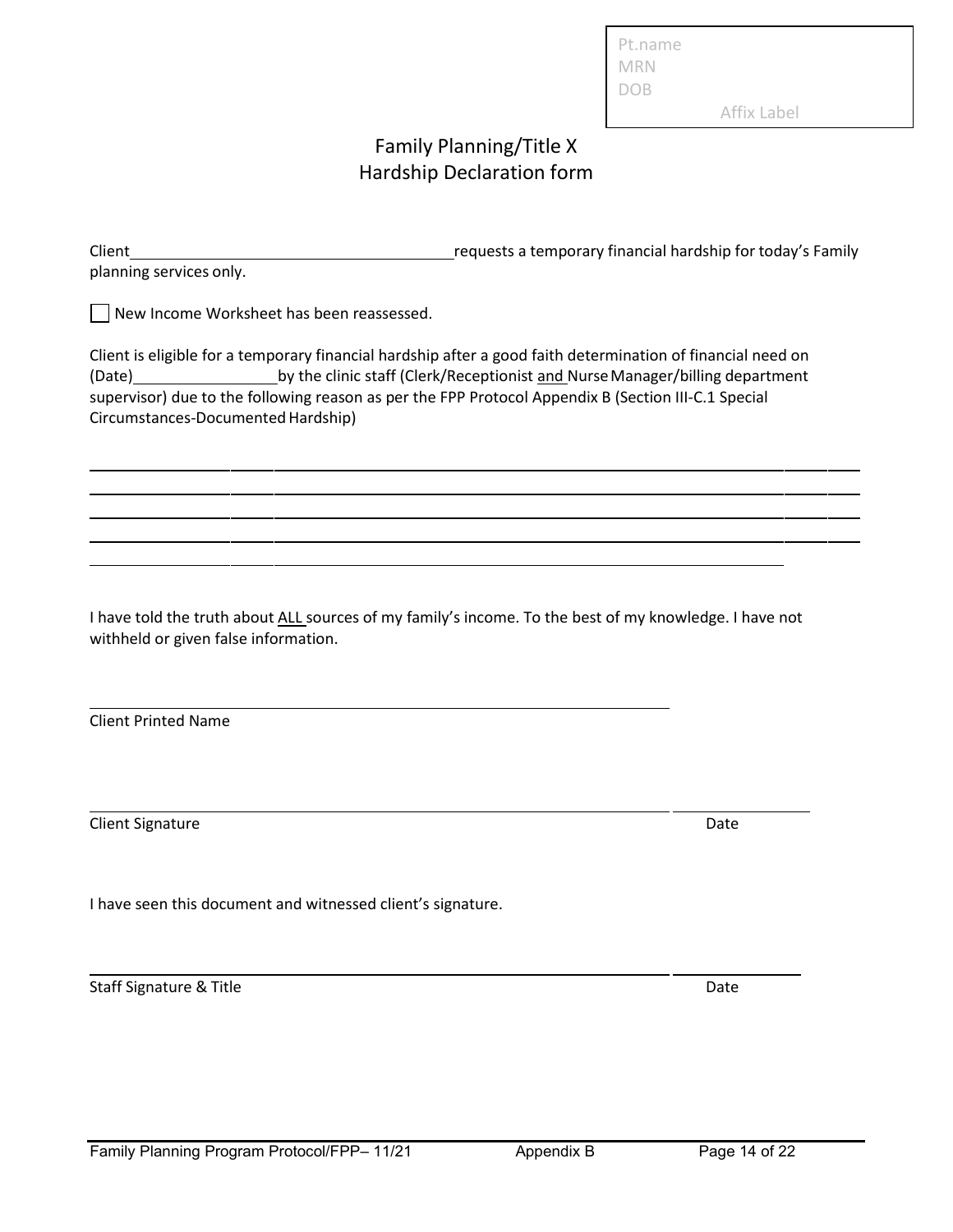Pt.name
MRN
DOB
Affix Label

# Family Planning/Title X
# Hardship Declaration form

Client ________________________________ requests a temporary financial hardship for today's Family planning services only.

☐ New Income Worksheet has been reassessed.

Client is eligible for a temporary financial hardship after a good faith determination of financial need on (Date) ______________ by the clinic staff (Clerk/Receptionist <u>and</u> Nurse Manager/billing department supervisor) due to the following reason as per the FPP Protocol Appendix B (Section III-C.1 Special Circumstances-Documented Hardship)

______________________________________________________________________________

______________________________________________________________________________

______________________________________________________________________________

______________________________________________________________________________

______________________________________________________________________________

I have told the truth about <u>ALL</u> sources of my family's income. To the best of my knowledge. I have not withheld or given false information.

______________________________________________________________________________
Client Printed Name

______________________________________________________________________________ ______________
Client Signature Date

I have seen this document and witnessed client's signature.

______________________________________________________________________________ ______________
Staff Signature & Title Date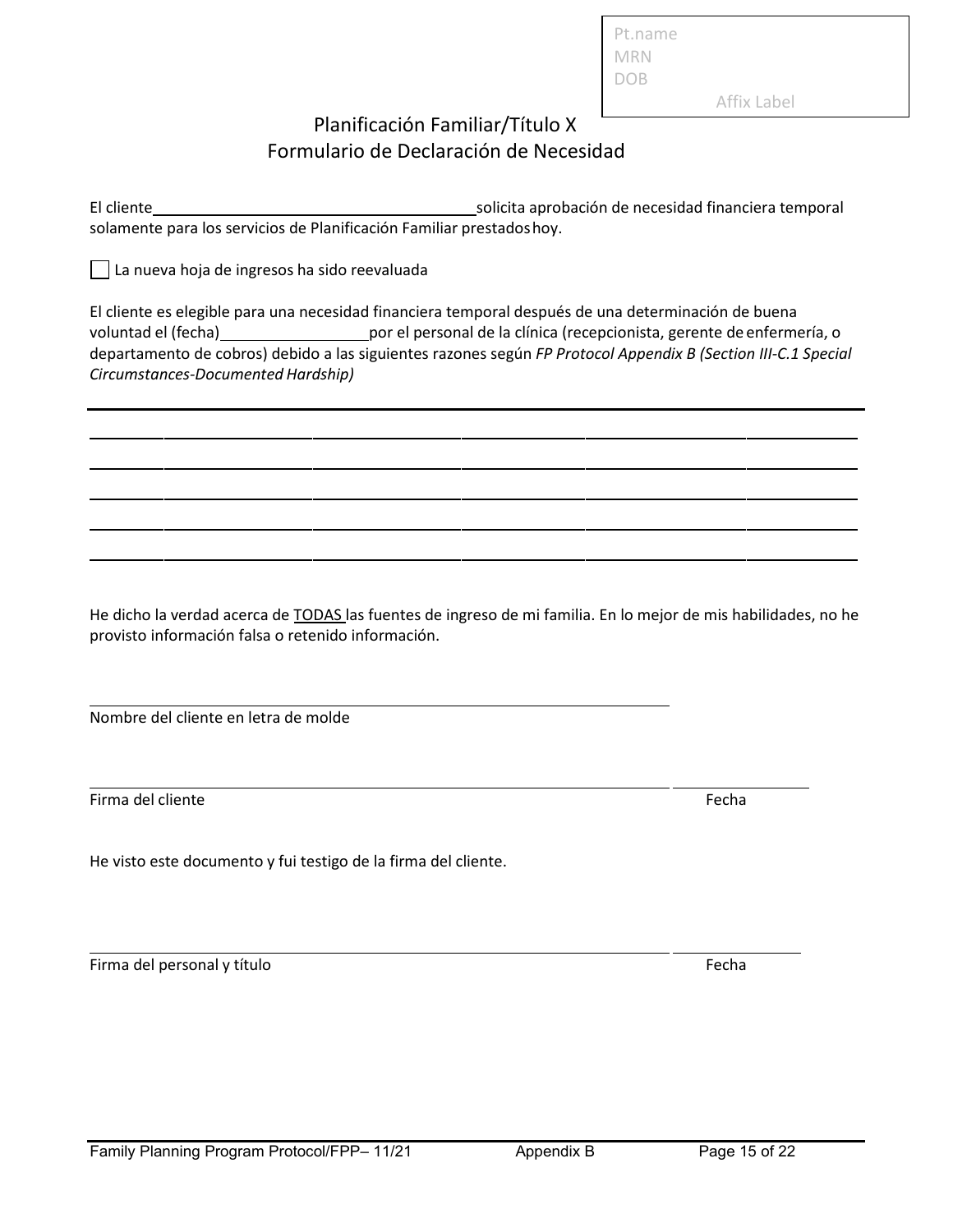Pt.name
MRN
DOB
Affix Label

# Planificación Familiar/Título X
# Formulario de Declaración de Necesidad

El cliente\_\_\_\_\_\_\_\_\_\_\_\_\_\_\_\_\_\_\_\_\_\_\_\_\_\_\_\_\_\_\_\_\_\_\_\_\_\_solicita aprobación de necesidad financiera temporal solamente para los servicios de Planificación Familiar prestados hoy.

☐ La nueva hoja de ingresos ha sido reevaluada

El cliente es elegible para una necesidad financiera temporal después de una determinación de buena voluntad el (fecha)\_\_\_\_\_\_\_\_\_\_\_\_\_\_\_\_\_\_por el personal de la clínica (recepcionista, gerente de enfermería, o departamento de cobros) debido a las siguientes razones según *FP Protocol Appendix B (Section III-C.1 Special Circumstances-Documented Hardship)*

\_\_\_\_\_\_\_\_\_\_\_\_\_\_\_\_\_\_\_\_\_\_\_\_\_\_\_\_\_\_\_\_\_\_\_\_\_\_\_\_\_\_\_\_\_\_\_\_\_\_\_\_\_\_\_\_\_\_\_\_\_\_\_\_\_\_\_\_\_\_\_\_\_\_\_\_\_\_\_\_\_\_\_\_\_\_

\_\_\_\_\_\_\_\_\_\_\_\_\_\_\_\_\_\_\_\_\_\_\_\_\_\_\_\_\_\_\_\_\_\_\_\_\_\_\_\_\_\_\_\_\_\_\_\_\_\_\_\_\_\_\_\_\_\_\_\_\_\_\_\_\_\_\_\_\_\_\_\_\_\_\_\_\_\_\_\_\_\_\_\_\_\_

\_\_\_\_\_\_\_\_\_\_\_\_\_\_\_\_\_\_\_\_\_\_\_\_\_\_\_\_\_\_\_\_\_\_\_\_\_\_\_\_\_\_\_\_\_\_\_\_\_\_\_\_\_\_\_\_\_\_\_\_\_\_\_\_\_\_\_\_\_\_\_\_\_\_\_\_\_\_\_\_\_\_\_\_\_\_

\_\_\_\_\_\_\_\_\_\_\_\_\_\_\_\_\_\_\_\_\_\_\_\_\_\_\_\_\_\_\_\_\_\_\_\_\_\_\_\_\_\_\_\_\_\_\_\_\_\_\_\_\_\_\_\_\_\_\_\_\_\_\_\_\_\_\_\_\_\_\_\_\_\_\_\_\_\_\_\_\_\_\_\_\_\_

\_\_\_\_\_\_\_\_\_\_\_\_\_\_\_\_\_\_\_\_\_\_\_\_\_\_\_\_\_\_\_\_\_\_\_\_\_\_\_\_\_\_\_\_\_\_\_\_\_\_\_\_\_\_\_\_\_\_\_\_\_\_\_\_\_\_\_\_\_\_\_\_\_\_\_\_\_\_\_\_\_\_\_\_\_\_

He dicho la verdad acerca de <u>TODAS</u> las fuentes de ingreso de mi familia. En lo mejor de mis habilidades, no he provisto información falsa o retenido información.

\_\_\_\_\_\_\_\_\_\_\_\_\_\_\_\_\_\_\_\_\_\_\_\_\_\_\_\_\_\_\_\_\_\_\_\_\_\_\_\_\_\_\_\_\_\_\_\_\_\_\_\_\_\_\_\_\_\_\_\_\_\_\_\_\_\_
Nombre del cliente en letra de molde

\_\_\_\_\_\_\_\_\_\_\_\_\_\_\_\_\_\_\_\_\_\_\_\_\_\_\_\_\_\_\_\_\_\_\_\_\_\_\_\_\_\_\_\_\_\_\_\_\_\_\_\_\_\_\_\_\_\_\_\_\_\_\_\_\_\_ \_\_\_\_\_\_\_\_\_\_\_\_\_\_\_\_
Firma del cliente Fecha

He visto este documento y fui testigo de la firma del cliente.

\_\_\_\_\_\_\_\_\_\_\_\_\_\_\_\_\_\_\_\_\_\_\_\_\_\_\_\_\_\_\_\_\_\_\_\_\_\_\_\_\_\_\_\_\_\_\_\_\_\_\_\_\_\_\_\_\_\_\_\_\_\_\_\_\_\_ \_\_\_\_\_\_\_\_\_\_\_\_\_\_\_\_
Firma del personal y título Fecha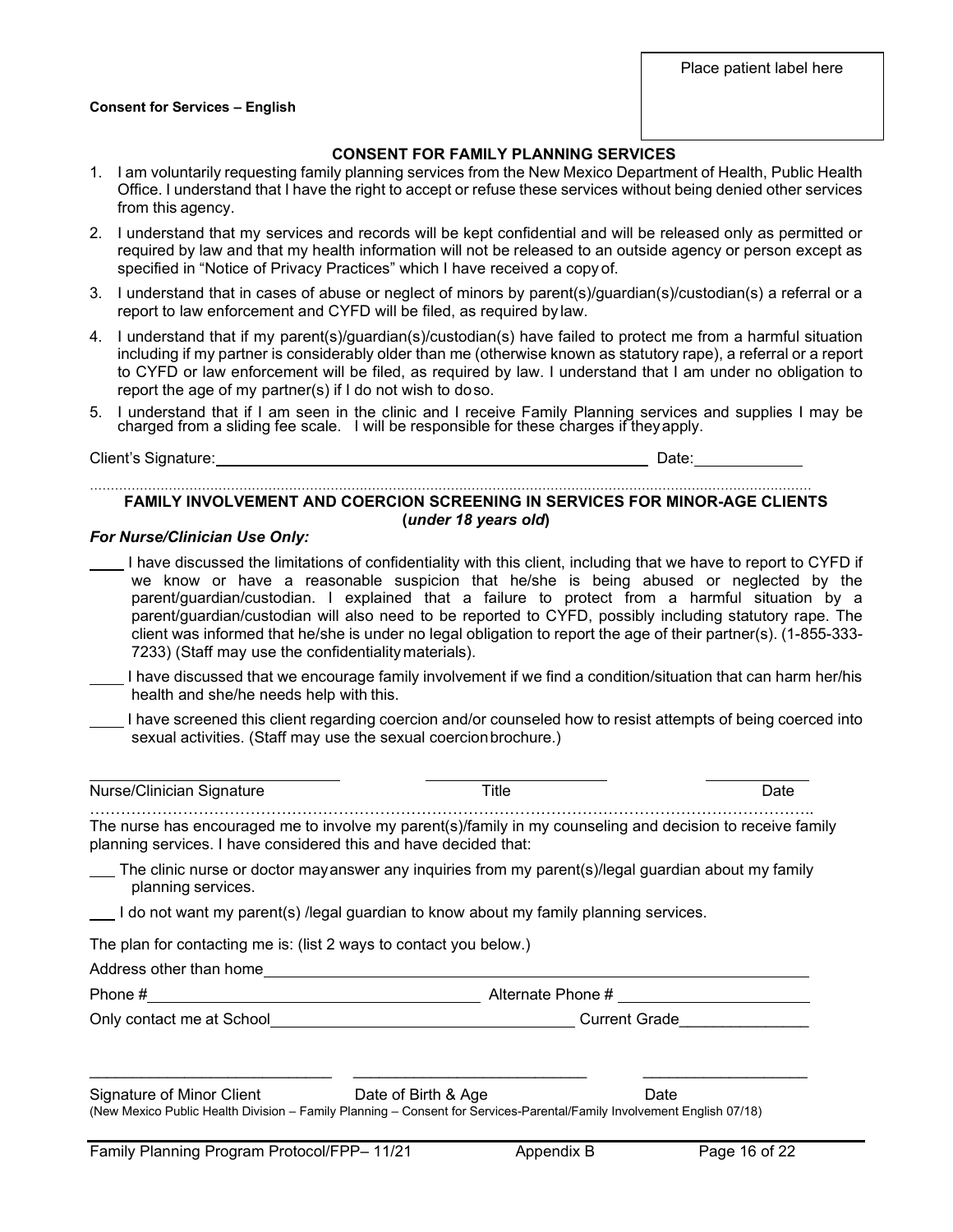Place patient label here

**Consent for Services – English**

## CONSENT FOR FAMILY PLANNING SERVICES

1. I am voluntarily requesting family planning services from the New Mexico Department of Health, Public Health Office. I understand that I have the right to accept or refuse these services without being denied other services from this agency.
2. I understand that my services and records will be kept confidential and will be released only as permitted or required by law and that my health information will not be released to an outside agency or person except as specified in "Notice of Privacy Practices" which I have received a copy of.
3. I understand that in cases of abuse or neglect of minors by parent(s)/guardian(s)/custodian(s) a referral or a report to law enforcement and CYFD will be filed, as required by law.
4. I understand that if my parent(s)/guardian(s)/custodian(s) have failed to protect me from a harmful situation including if my partner is considerably older than me (otherwise known as statutory rape), a referral or a report to CYFD or law enforcement will be filed, as required by law. I understand that I am under no obligation to report the age of my partner(s) if I do not wish to do so.
5. I understand that if I am seen in the clinic and I receive Family Planning services and supplies I may be charged from a sliding fee scale. I will be responsible for these charges if they apply.

Client's Signature: ____________________________________________ Date: ____________

## FAMILY INVOLVEMENT AND COERCION SCREENING IN SERVICES FOR MINOR-AGE CLIENTS (*under 18 years old*)

***For Nurse/Clinician Use Only:***

____ I have discussed the limitations of confidentiality with this client, including that we have to report to CYFD if we know or have a reasonable suspicion that he/she is being abused or neglected by the parent/guardian/custodian. I explained that a failure to protect from a harmful situation by a parent/guardian/custodian will also need to be reported to CYFD, possibly including statutory rape. The client was informed that he/she is under no legal obligation to report the age of their partner(s). (1-855-333-7233) (Staff may use the confidentiality materials).

____ I have discussed that we encourage family involvement if we find a condition/situation that can harm her/his health and she/he needs help with this.

____ I have screened this client regarding coercion and/or counseled how to resist attempts of being coerced into sexual activities. (Staff may use the sexual coercion brochure.)

____________________________ ____________________ ____________

Nurse/Clinician Signature Title Date

The nurse has encouraged me to involve my parent(s)/family in my counseling and decision to receive family planning services. I have considered this and have decided that:

___ The clinic nurse or doctor may answer any inquiries from my parent(s)/legal guardian about my family planning services.

___ I do not want my parent(s) /legal guardian to know about my family planning services.

The plan for contacting me is: (list 2 ways to contact you below.)

Address other than home ____________________________________________

Phone # ________________________________ Alternate Phone # ____________________

Only contact me at School ______________________________ Current Grade_______________

____________________________ ____________________________ ___________________

Signature of Minor Client Date of Birth & Age Date

(New Mexico Public Health Division – Family Planning – Consent for Services-Parental/Family Involvement English 07/18)

Family Planning Program Protocol/FPP– 11/21 Appendix B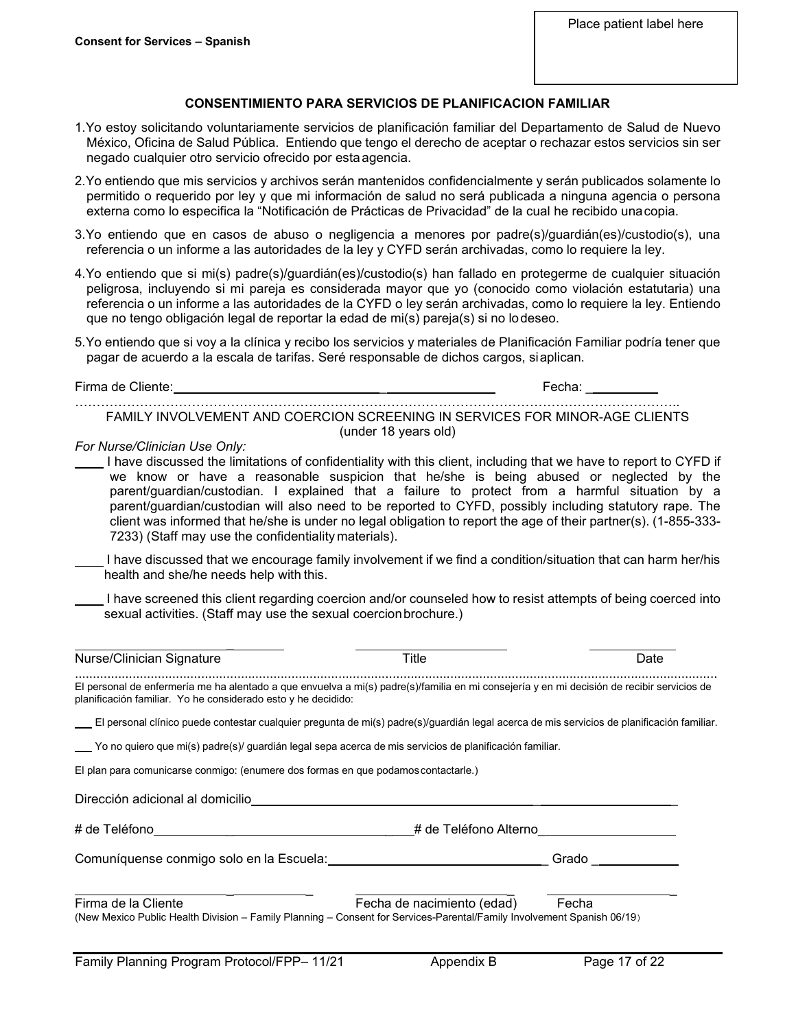**Consent for Services – Spanish**

Place patient label here

## CONSENTIMIENTO PARA SERVICIOS DE PLANIFICACION FAMILIAR

1. Yo estoy solicitando voluntariamente servicios de planificación familiar del Departamento de Salud de Nuevo México, Oficina de Salud Pública. Entiendo que tengo el derecho de aceptar o rechazar estos servicios sin ser negado cualquier otro servicio ofrecido por esta agencia.
2. Yo entiendo que mis servicios y archivos serán mantenidos confidencialmente y serán publicados solamente lo permitido o requerido por ley y que mi información de salud no será publicada a ninguna agencia o persona externa como lo especifica la "Notificación de Prácticas de Privacidad" de la cual he recibido una copia.
3. Yo entiendo que en casos de abuso o negligencia a menores por padre(s)/guardián(es)/custodio(s), una referencia o un informe a las autoridades de la ley y CYFD serán archivadas, como lo requiere la ley.
4. Yo entiendo que si mi(s) padre(s)/guardián(es)/custodio(s) han fallado en protegerme de cualquier situación peligrosa, incluyendo si mi pareja es considerada mayor que yo (conocido como violación estatutaria) una referencia o un informe a las autoridades de la CYFD o ley serán archivadas, como lo requiere la ley. Entiendo que no tengo obligación legal de reportar la edad de mi(s) pareja(s) si no lo deseo.
5. Yo entiendo que si voy a la clínica y recibo los servicios y materiales de Planificación Familiar podría tener que pagar de acuerdo a la escala de tarifas. Seré responsable de dichos cargos, si aplican.

Firma de Cliente: ______________________________ Fecha: __________

FAMILY INVOLVEMENT AND COERCION SCREENING IN SERVICES FOR MINOR-AGE CLIENTS (under 18 years old)

*For Nurse/Clinician Use Only:*

____ I have discussed the limitations of confidentiality with this client, including that we have to report to CYFD if we know or have a reasonable suspicion that he/she is being abused or neglected by the parent/guardian/custodian. I explained that a failure to protect from a harmful situation by a parent/guardian/custodian will also need to be reported to CYFD, possibly including statutory rape. The client was informed that he/she is under no legal obligation to report the age of their partner(s). (1-855-333-7233) (Staff may use the confidentiality materials).

____ I have discussed that we encourage family involvement if we find a condition/situation that can harm her/his health and she/he needs help with this.

____ I have screened this client regarding coercion and/or counseled how to resist attempts of being coerced into sexual activities. (Staff may use the sexual coercion brochure.)

______________________ ______________________ ____________
Nurse/Clinician Signature Title Date

El personal de enfermería me ha alentado a que envuelva a mi(s) padre(s)/familia en mi consejería y en mi decisión de recibir servicios de planificación familiar. Yo he considerado esto y he decidido:

___ El personal clínico puede contestar cualquier pregunta de mi(s) padre(s)/guardián legal acerca de mis servicios de planificación familiar.

___ Yo no quiero que mi(s) padre(s)/ guardián legal sepa acerca de mis servicios de planificación familiar.

El plan para comunicarse conmigo: (enumere dos formas en que podamos contactarle.)

Dirección adicional al domicilio ______________________________________________

# de Teléfono ______________________________ # de Teléfono Alterno ____________________

Comuníquense conmigo solo en la Escuela: ______________________________ Grado ____________

______________________ ______________________ ____________________
Firma de la Cliente Fecha de nacimiento (edad) Fecha

(New Mexico Public Health Division – Family Planning – Consent for Services-Parental/Family Involvement Spanish 06/19)

Family Planning Program Protocol/FPP– 11/21 Appendix B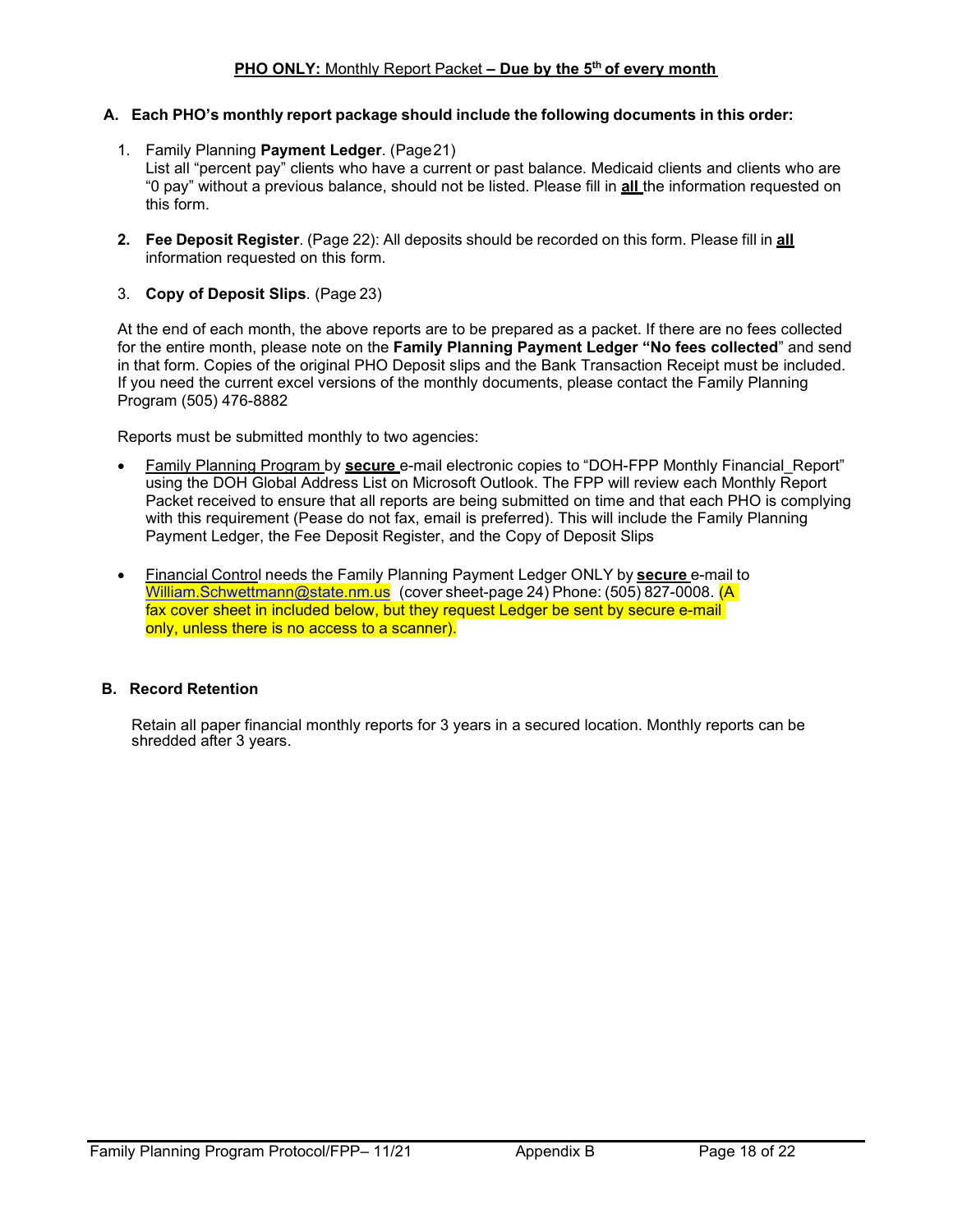**PHO ONLY:** Monthly Report Packet **– Due by the 5th of every month**

**A. Each PHO's monthly report package should include the following documents in this order:**

1. Family Planning **Payment Ledger**. (Page 21)
   List all "percent pay" clients who have a current or past balance. Medicaid clients and clients who are "0 pay" without a previous balance, should not be listed. Please fill in **all** the information requested on this form.

2. **Fee Deposit Register**. (Page 22): All deposits should be recorded on this form. Please fill in **all** information requested on this form.

3. **Copy of Deposit Slips**. (Page 23)

At the end of each month, the above reports are to be prepared as a packet. If there are no fees collected for the entire month, please note on the **Family Planning Payment Ledger "No fees collected**" and send in that form. Copies of the original PHO Deposit slips and the Bank Transaction Receipt must be included. If you need the current excel versions of the monthly documents, please contact the Family Planning Program (505) 476-8882

Reports must be submitted monthly to two agencies:

- Family Planning Program by **secure** e-mail electronic copies to "DOH-FPP Monthly Financial_Report" using the DOH Global Address List on Microsoft Outlook. The FPP will review each Monthly Report Packet received to ensure that all reports are being submitted on time and that each PHO is complying with this requirement (Pease do not fax, email is preferred). This will include the Family Planning Payment Ledger, the Fee Deposit Register, and the Copy of Deposit Slips

- Financial Control needs the Family Planning Payment Ledger ONLY by **secure** e-mail to William.Schwettmann@state.nm.us (cover sheet-page 24) Phone: (505) 827-0008. (A fax cover sheet in included below, but they request Ledger be sent by secure e-mail only, unless there is no access to a scanner).

**B. Record Retention**

Retain all paper financial monthly reports for 3 years in a secured location. Monthly reports can be shredded after 3 years.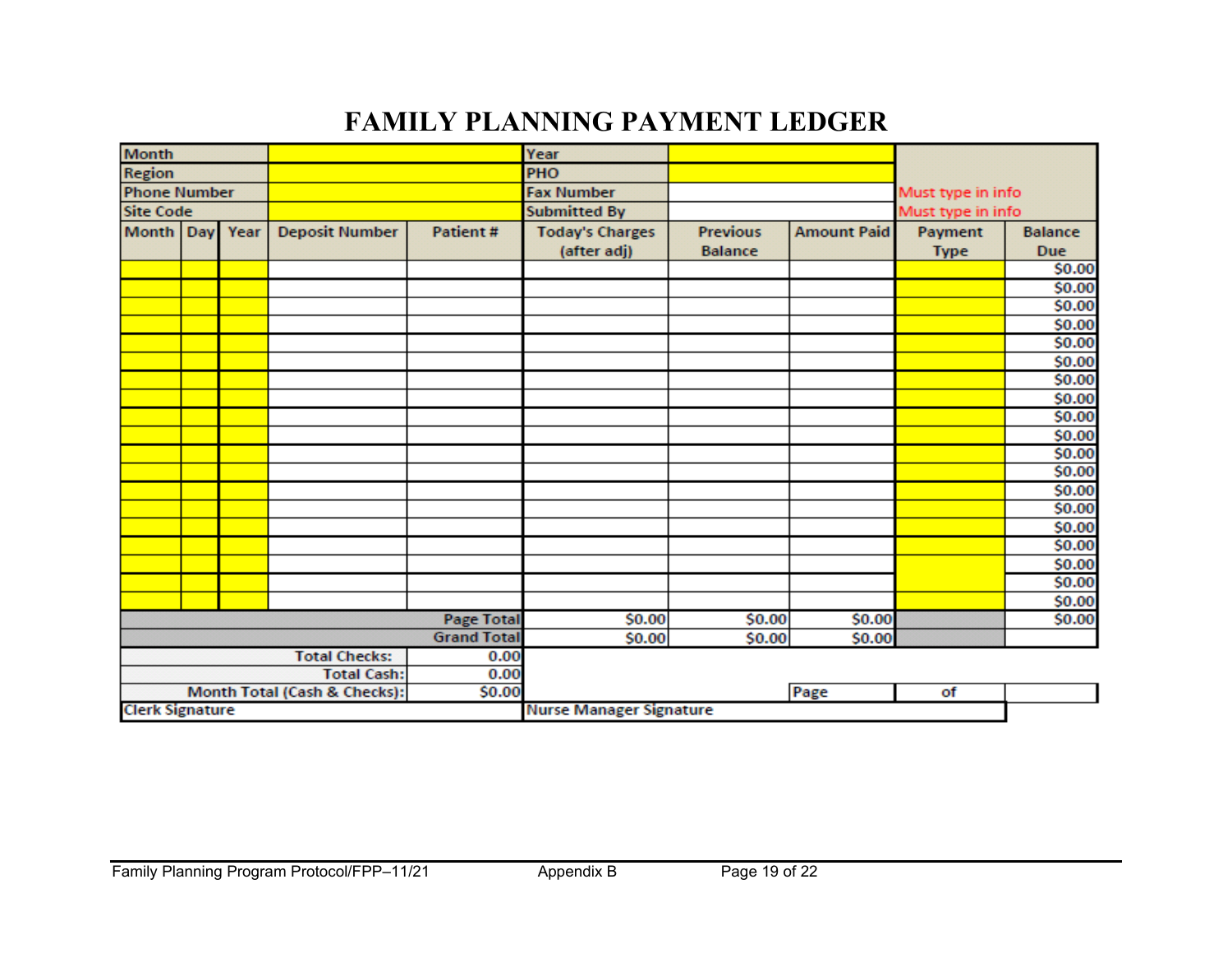# FAMILY PLANNING PAYMENT LEDGER

| Month | | | | | Year | | | | |
|---|---|---|---|---|---|---|---|---|---|
| Region | | | | | PHO | | | | |
| Phone Number | | | | | Fax Number | | | Must type in info | |
| Site Code | | | | | Submitted By | | | Must type in info | |
| Month | Day | Year | Deposit Number | Patient # | Today's Charges (after adj) | Previous Balance | Amount Paid | Payment Type | Balance Due |
| | | | | | | | | | $0.00 |
| | | | | | | | | | $0.00 |
| | | | | | | | | | $0.00 |
| | | | | | | | | | $0.00 |
| | | | | | | | | | $0.00 |
| | | | | | | | | | $0.00 |
| | | | | | | | | | $0.00 |
| | | | | | | | | | $0.00 |
| | | | | | | | | | $0.00 |
| | | | | | | | | | $0.00 |
| | | | | | | | | | $0.00 |
| | | | | | | | | | $0.00 |
| | | | | | | | | | $0.00 |
| | | | | | | | | | $0.00 |
| | | | | | | | | | $0.00 |
| | | | | | | | | | $0.00 |
| | | | | | | | | | $0.00 |
| | | | | | | | | | $0.00 |
| | | | | | | | | | $0.00 |
| | | | | Page Total | $0.00 | $0.00 | $0.00 | | $0.00 |
| | | | | Grand Total | $0.00 | $0.00 | $0.00 | | |

| | |
|---|---|
| Total Checks: | 0.00 |
| Total Cash: | 0.00 |
| Month Total (Cash & Checks): | $0.00 |

Page ____ of ____

Clerk Signature

Nurse Manager Signature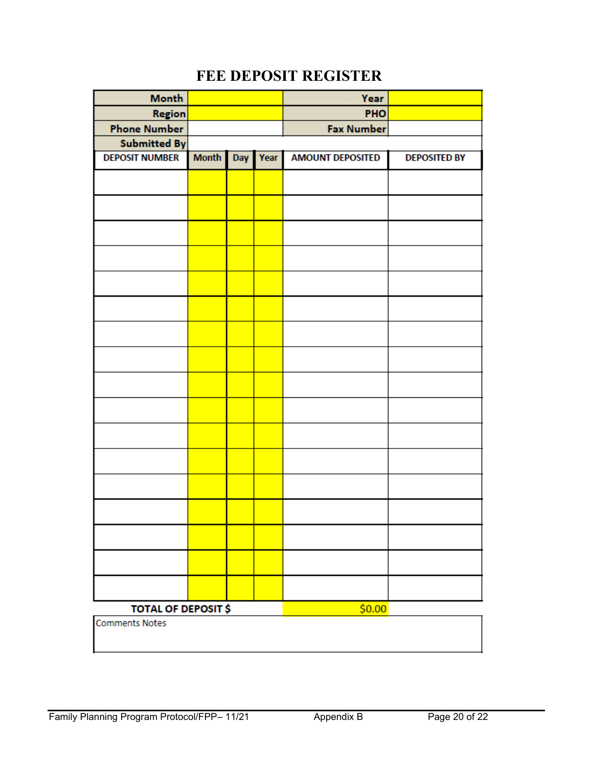# FEE DEPOSIT REGISTER

| Month | | Year | |
|---|---|---|---|
| Region | | PHO | |
| Phone Number | | Fax Number | |
| Submitted By | | | |

| DEPOSIT NUMBER | Month | Day | Year | AMOUNT DEPOSITED | DEPOSITED BY |
|---|---|---|---|---|---|
| | | | | | |
| | | | | | |
| | | | | | |
| | | | | | |
| | | | | | |
| | | | | | |
| | | | | | |
| | | | | | |
| | | | | | |
| | | | | | |
| | | | | | |
| | | | | | |
| | | | | | |
| | | | | | |
| | | | | | |
| | | | | | |
| | | | | | |
| TOTAL OF DEPOSIT $ | | | | $0.00 | |

Comments Notes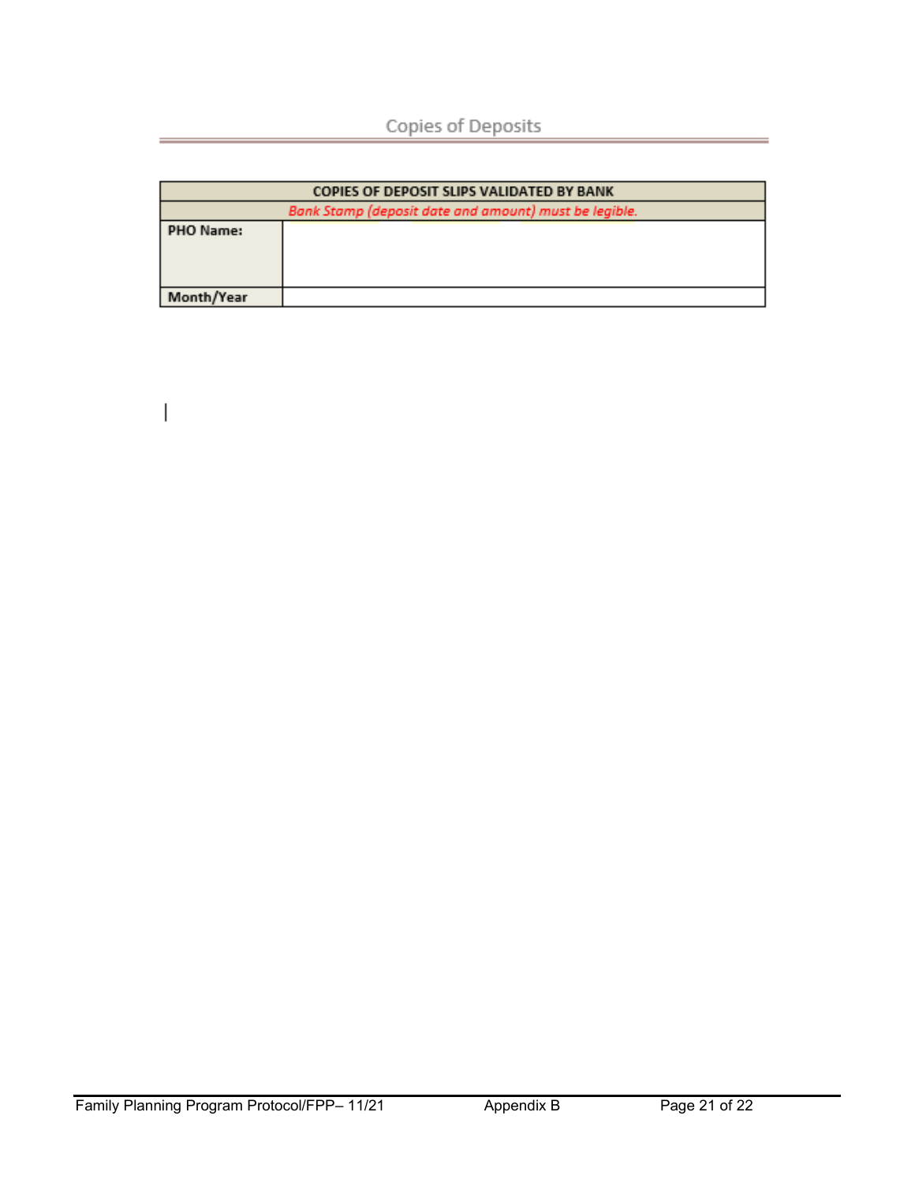# Copies of Deposits

| COPIES OF DEPOSIT SLIPS VALIDATED BY BANK | |
|---|---|
| *Bank Stamp (deposit date and amount) must be legible.* | |
| **PHO Name:** | |
| **Month/Year** | |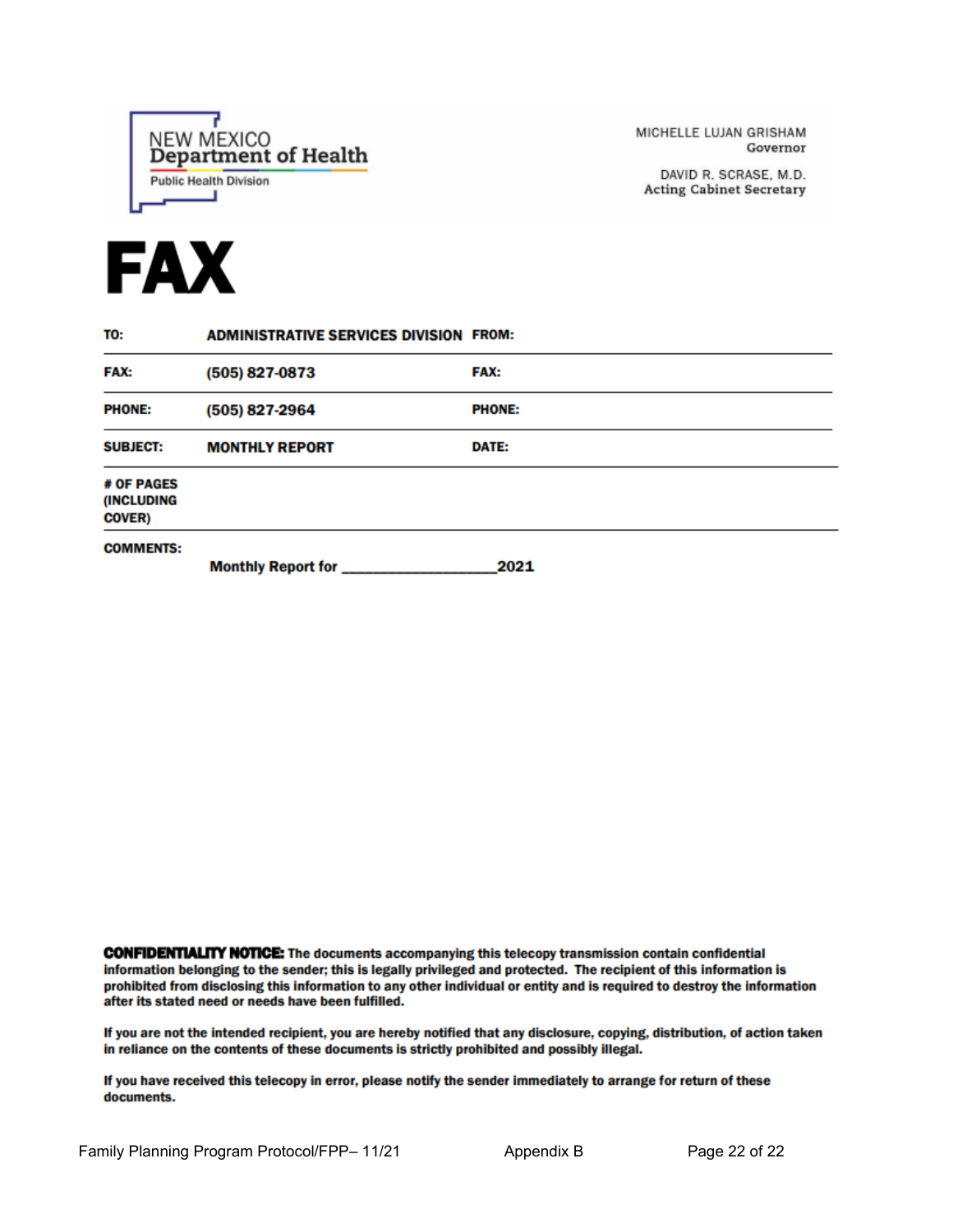NEW MEXICO
**Department of Health**
Public Health Division

MICHELLE LUJAN GRISHAM
Governor

DAVID R. SCRASE, M.D.
Acting Cabinet Secretary

# FAX

| | | | |
|---|---|---|---|
| **TO:** | **ADMINISTRATIVE SERVICES DIVISION** | **FROM:** | |
| **FAX:** | **(505) 827-0873** | **FAX:** | |
| **PHONE:** | **(505) 827-2964** | **PHONE:** | |
| **SUBJECT:** | **MONTHLY REPORT** | **DATE:** | |
| **# OF PAGES (INCLUDING COVER)** | | | |

**COMMENTS:**

**Monthly Report for __________________2021**

**CONFIDENTIALITY NOTICE: The documents accompanying this telecopy transmission contain confidential information belonging to the sender; this is legally privileged and protected. The recipient of this information is prohibited from disclosing this information to any other individual or entity and is required to destroy the information after its stated need or needs have been fulfilled.**

**If you are not the intended recipient, you are hereby notified that any disclosure, copying, distribution, of action taken in reliance on the contents of these documents is strictly prohibited and possibly illegal.**

**If you have received this telecopy in error, please notify the sender immediately to arrange for return of these documents.**